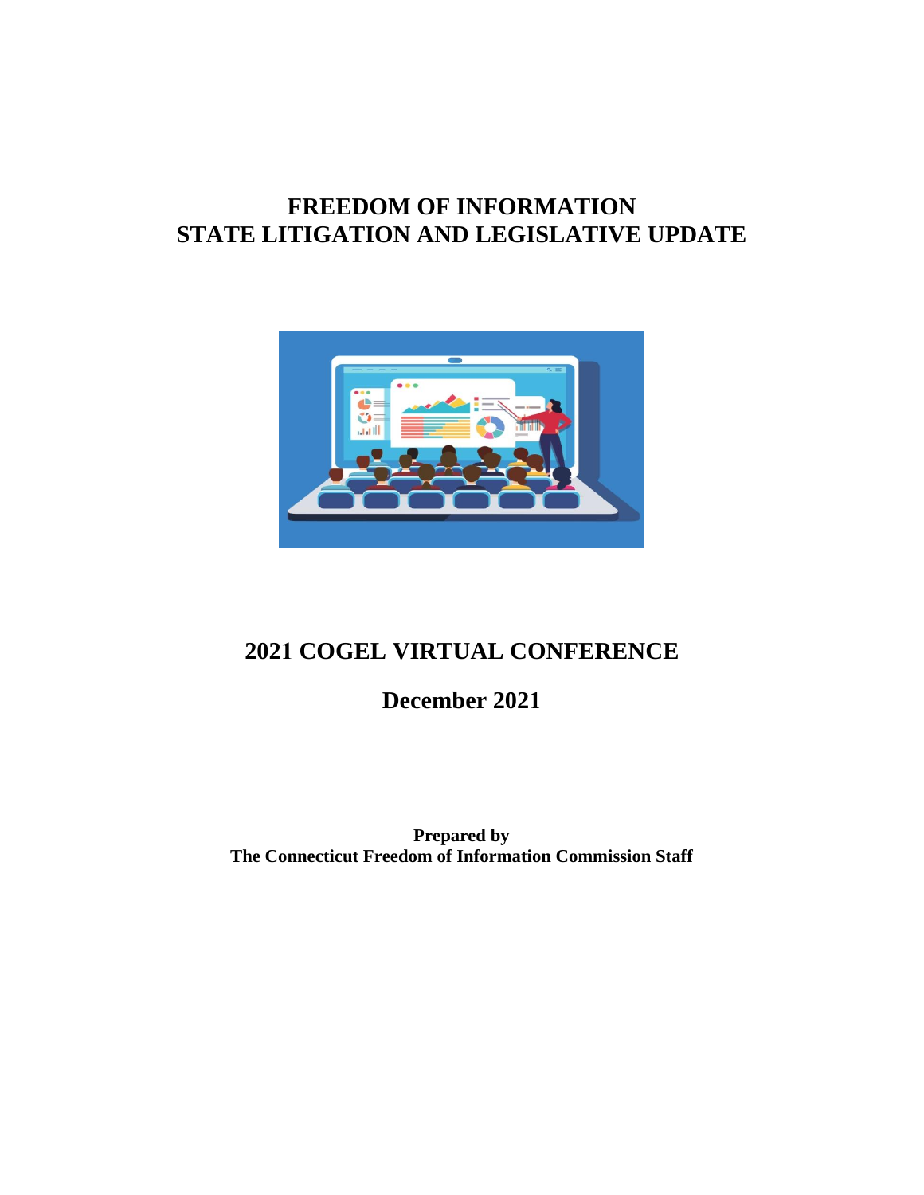# FREEDOM OF INFORMATION
# STATE LITIGATION AND LEGISLATIVE UPDATE

## 2021 COGEL VIRTUAL CONFERENCE

## December 2021

**Prepared by**
**The Connecticut Freedom of Information Commission Staff**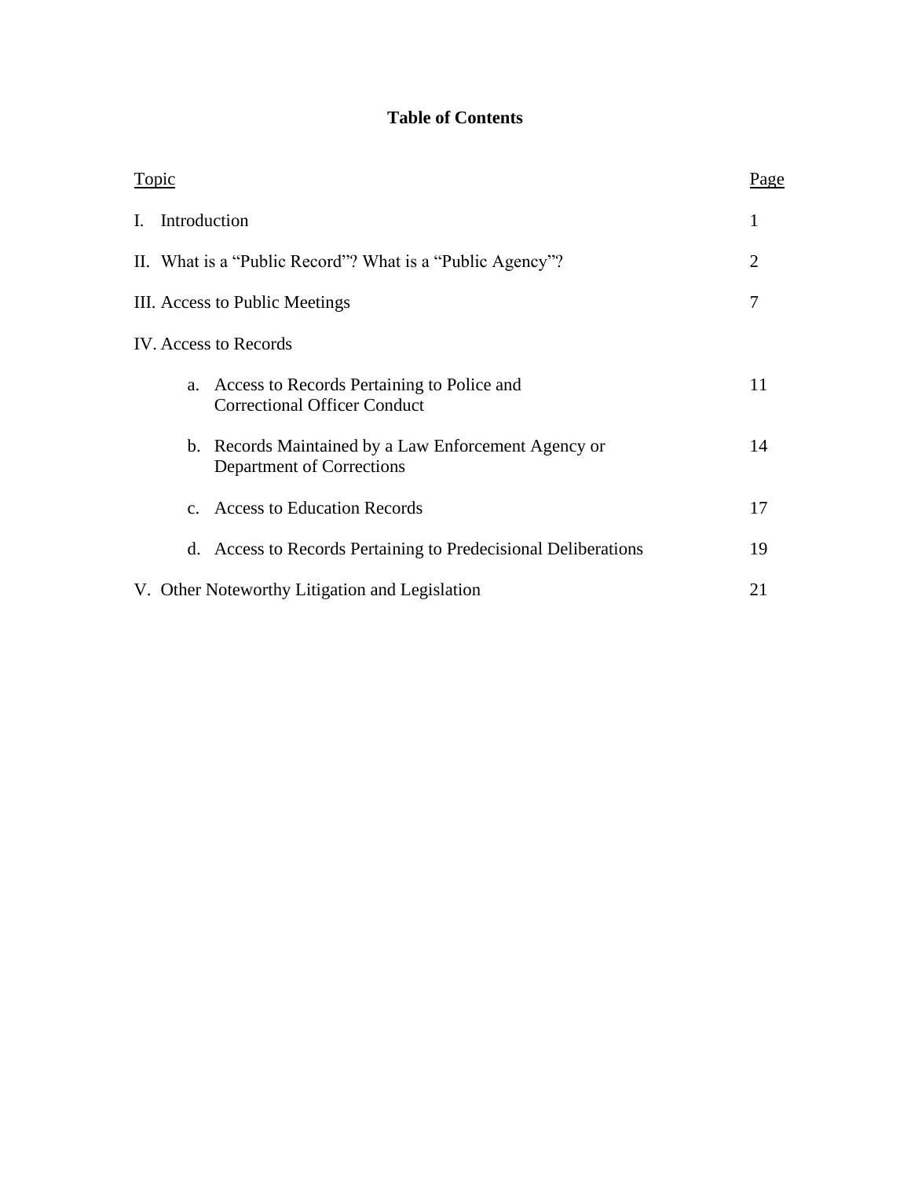# Table of Contents

| Topic | Page |
| --- | --- |
| I. Introduction | 1 |
| II. What is a "Public Record"? What is a "Public Agency"? | 2 |
| III. Access to Public Meetings | 7 |
| IV. Access to Records | |
| a. Access to Records Pertaining to Police and Correctional Officer Conduct | 11 |
| b. Records Maintained by a Law Enforcement Agency or Department of Corrections | 14 |
| c. Access to Education Records | 17 |
| d. Access to Records Pertaining to Predecisional Deliberations | 19 |
| V. Other Noteworthy Litigation and Legislation | 21 |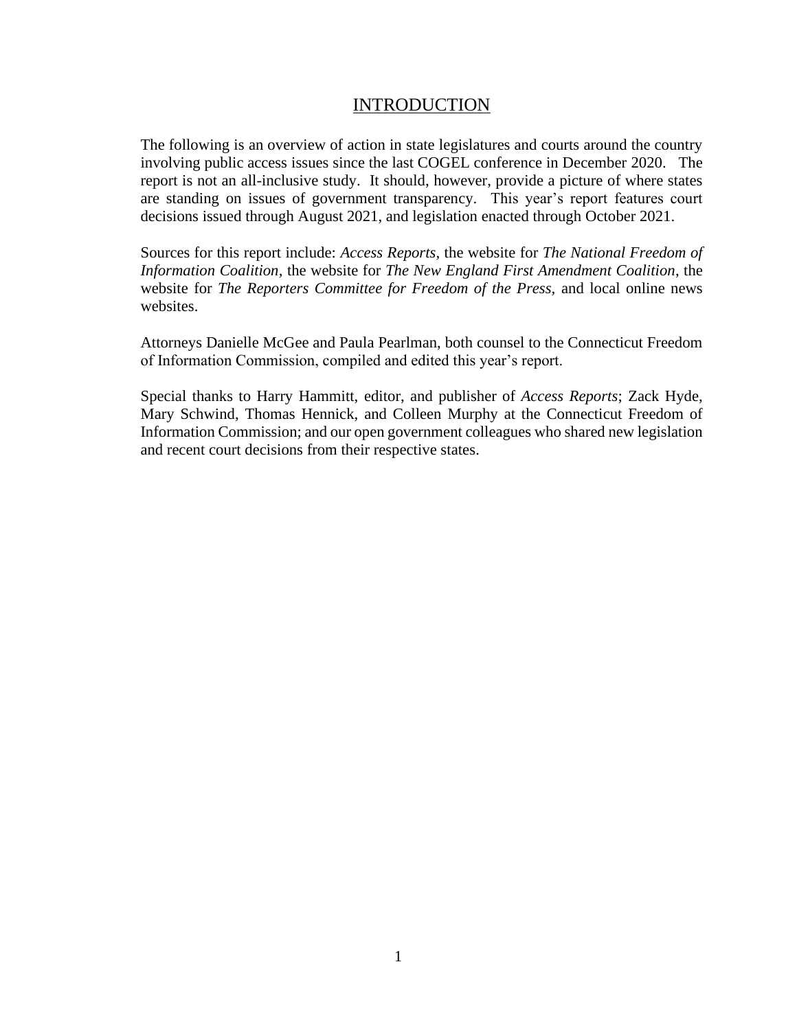# INTRODUCTION

The following is an overview of action in state legislatures and courts around the country involving public access issues since the last COGEL conference in December 2020. The report is not an all-inclusive study. It should, however, provide a picture of where states are standing on issues of government transparency. This year's report features court decisions issued through August 2021, and legislation enacted through October 2021.

Sources for this report include: *Access Reports*, the website for *The National Freedom of Information Coalition*, the website for *The New England First Amendment Coalition*, the website for *The Reporters Committee for Freedom of the Press,* and local online news websites.

Attorneys Danielle McGee and Paula Pearlman, both counsel to the Connecticut Freedom of Information Commission, compiled and edited this year's report.

Special thanks to Harry Hammitt, editor, and publisher of *Access Reports*; Zack Hyde, Mary Schwind, Thomas Hennick, and Colleen Murphy at the Connecticut Freedom of Information Commission; and our open government colleagues who shared new legislation and recent court decisions from their respective states.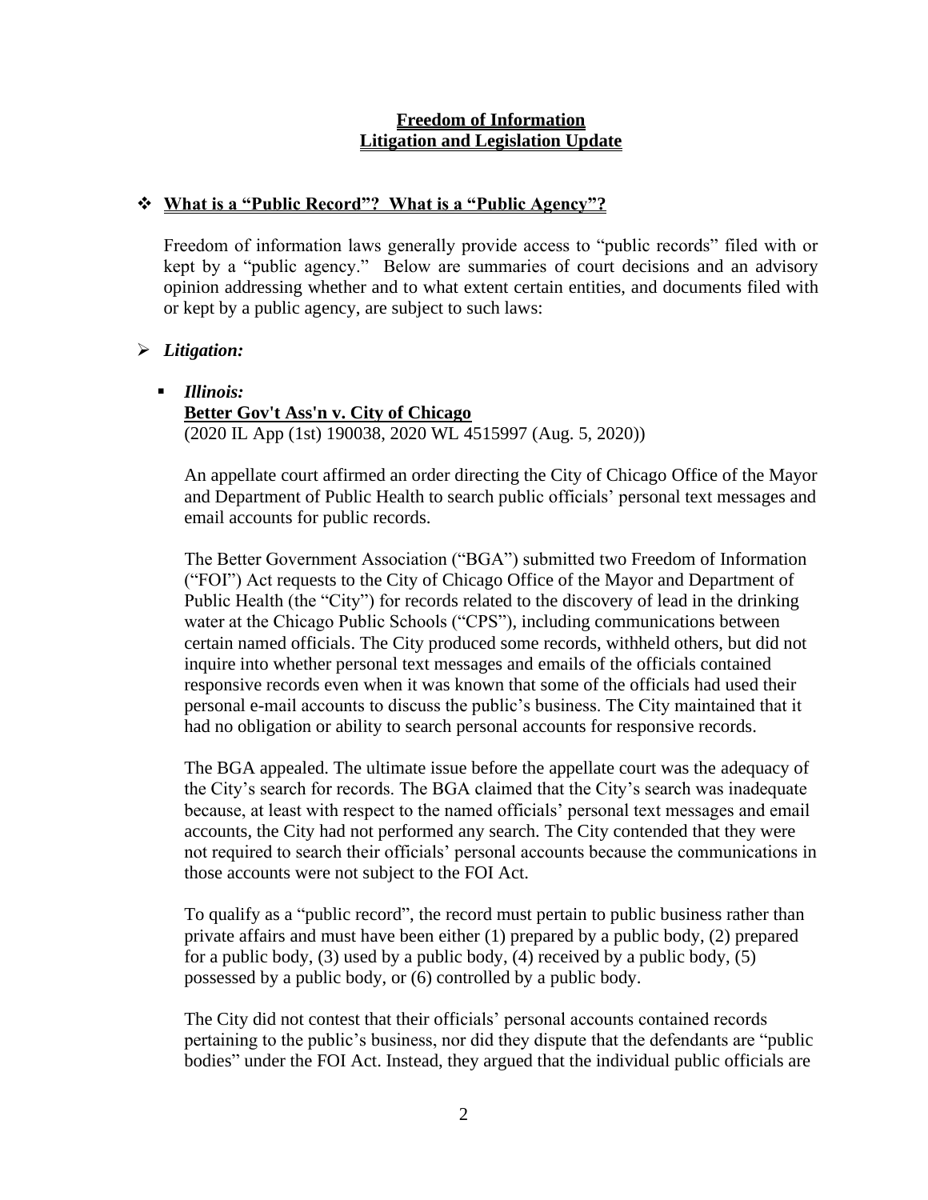**Freedom of Information**
**Litigation and Legislation Update**

## ❖ What is a "Public Record"? What is a "Public Agency"?

Freedom of information laws generally provide access to "public records" filed with or kept by a "public agency." Below are summaries of court decisions and an advisory opinion addressing whether and to what extent certain entities, and documents filed with or kept by a public agency, are subject to such laws:

### ➢ *Litigation:*

- *Illinois:*
  **Better Gov't Ass'n v. City of Chicago**
  (2020 IL App (1st) 190038, 2020 WL 4515997 (Aug. 5, 2020))

  An appellate court affirmed an order directing the City of Chicago Office of the Mayor and Department of Public Health to search public officials' personal text messages and email accounts for public records.

  The Better Government Association ("BGA") submitted two Freedom of Information ("FOI") Act requests to the City of Chicago Office of the Mayor and Department of Public Health (the "City") for records related to the discovery of lead in the drinking water at the Chicago Public Schools ("CPS"), including communications between certain named officials. The City produced some records, withheld others, but did not inquire into whether personal text messages and emails of the officials contained responsive records even when it was known that some of the officials had used their personal e-mail accounts to discuss the public's business. The City maintained that it had no obligation or ability to search personal accounts for responsive records.

  The BGA appealed. The ultimate issue before the appellate court was the adequacy of the City's search for records. The BGA claimed that the City's search was inadequate because, at least with respect to the named officials' personal text messages and email accounts, the City had not performed any search. The City contended that they were not required to search their officials' personal accounts because the communications in those accounts were not subject to the FOI Act.

  To qualify as a "public record", the record must pertain to public business rather than private affairs and must have been either (1) prepared by a public body, (2) prepared for a public body, (3) used by a public body, (4) received by a public body, (5) possessed by a public body, or (6) controlled by a public body.

  The City did not contest that their officials' personal accounts contained records pertaining to the public's business, nor did they dispute that the defendants are "public bodies" under the FOI Act. Instead, they argued that the individual public officials are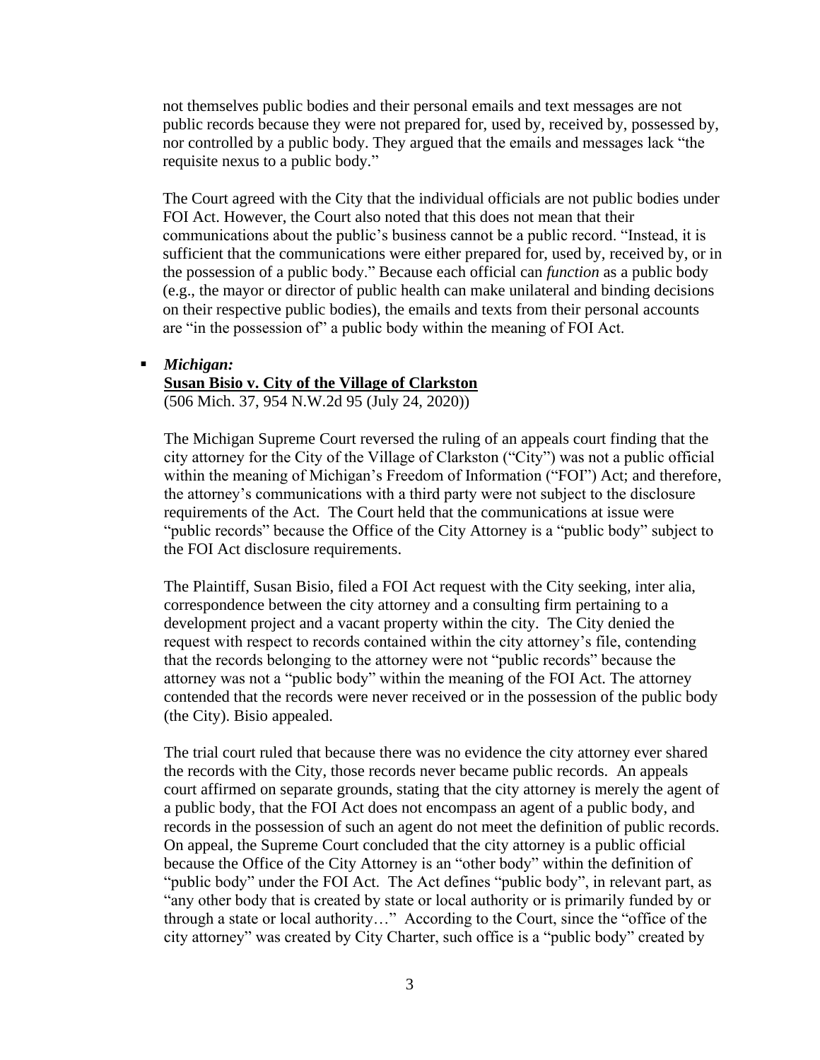not themselves public bodies and their personal emails and text messages are not public records because they were not prepared for, used by, received by, possessed by, nor controlled by a public body. They argued that the emails and messages lack "the requisite nexus to a public body."

The Court agreed with the City that the individual officials are not public bodies under FOI Act. However, the Court also noted that this does not mean that their communications about the public's business cannot be a public record. "Instead, it is sufficient that the communications were either prepared for, used by, received by, or in the possession of a public body." Because each official can *function* as a public body (e.g., the mayor or director of public health can make unilateral and binding decisions on their respective public bodies), the emails and texts from their personal accounts are "in the possession of" a public body within the meaning of FOI Act.

- ***Michigan:***
  **<u>Susan Bisio v. City of the Village of Clarkston</u>**
  (506 Mich. 37, 954 N.W.2d 95 (July 24, 2020))

  The Michigan Supreme Court reversed the ruling of an appeals court finding that the city attorney for the City of the Village of Clarkston ("City") was not a public official within the meaning of Michigan's Freedom of Information ("FOI") Act; and therefore, the attorney's communications with a third party were not subject to the disclosure requirements of the Act. The Court held that the communications at issue were "public records" because the Office of the City Attorney is a "public body" subject to the FOI Act disclosure requirements.

  The Plaintiff, Susan Bisio, filed a FOI Act request with the City seeking, inter alia, correspondence between the city attorney and a consulting firm pertaining to a development project and a vacant property within the city. The City denied the request with respect to records contained within the city attorney's file, contending that the records belonging to the attorney were not "public records" because the attorney was not a "public body" within the meaning of the FOI Act. The attorney contended that the records were never received or in the possession of the public body (the City). Bisio appealed.

  The trial court ruled that because there was no evidence the city attorney ever shared the records with the City, those records never became public records. An appeals court affirmed on separate grounds, stating that the city attorney is merely the agent of a public body, that the FOI Act does not encompass an agent of a public body, and records in the possession of such an agent do not meet the definition of public records. On appeal, the Supreme Court concluded that the city attorney is a public official because the Office of the City Attorney is an "other body" within the definition of "public body" under the FOI Act. The Act defines "public body", in relevant part, as "any other body that is created by state or local authority or is primarily funded by or through a state or local authority…" According to the Court, since the "office of the city attorney" was created by City Charter, such office is a "public body" created by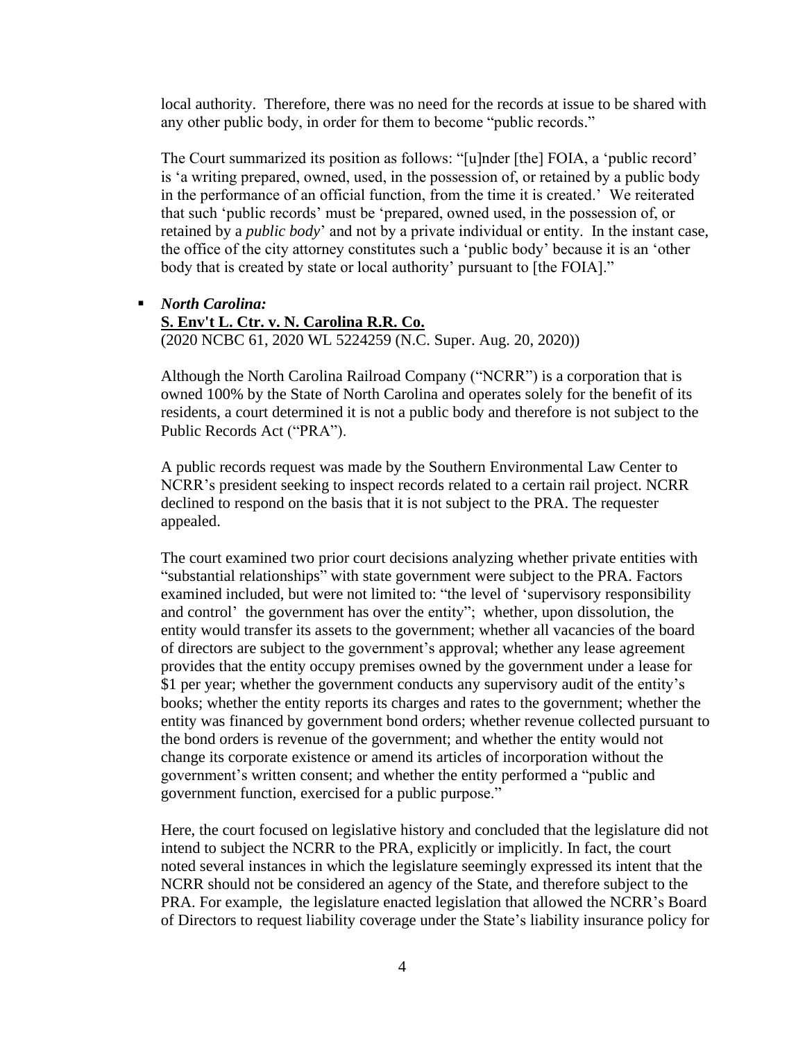local authority. Therefore, there was no need for the records at issue to be shared with any other public body, in order for them to become "public records."

The Court summarized its position as follows: "[u]nder [the] FOIA, a 'public record' is 'a writing prepared, owned, used, in the possession of, or retained by a public body in the performance of an official function, from the time it is created.' We reiterated that such 'public records' must be 'prepared, owned used, in the possession of, or retained by a *public body*' and not by a private individual or entity. In the instant case, the office of the city attorney constitutes such a 'public body' because it is an 'other body that is created by state or local authority' pursuant to [the FOIA]."

- ***North Carolina:***
  **<u>S. Env't L. Ctr. v. N. Carolina R.R. Co.</u>**
  (2020 NCBC 61, 2020 WL 5224259 (N.C. Super. Aug. 20, 2020))

  Although the North Carolina Railroad Company ("NCRR") is a corporation that is owned 100% by the State of North Carolina and operates solely for the benefit of its residents, a court determined it is not a public body and therefore is not subject to the Public Records Act ("PRA").

  A public records request was made by the Southern Environmental Law Center to NCRR's president seeking to inspect records related to a certain rail project. NCRR declined to respond on the basis that it is not subject to the PRA. The requester appealed.

  The court examined two prior court decisions analyzing whether private entities with "substantial relationships" with state government were subject to the PRA. Factors examined included, but were not limited to: "the level of 'supervisory responsibility and control' the government has over the entity"; whether, upon dissolution, the entity would transfer its assets to the government; whether all vacancies of the board of directors are subject to the government's approval; whether any lease agreement provides that the entity occupy premises owned by the government under a lease for \$1 per year; whether the government conducts any supervisory audit of the entity's books; whether the entity reports its charges and rates to the government; whether the entity was financed by government bond orders; whether revenue collected pursuant to the bond orders is revenue of the government; and whether the entity would not change its corporate existence or amend its articles of incorporation without the government's written consent; and whether the entity performed a "public and government function, exercised for a public purpose."

  Here, the court focused on legislative history and concluded that the legislature did not intend to subject the NCRR to the PRA, explicitly or implicitly. In fact, the court noted several instances in which the legislature seemingly expressed its intent that the NCRR should not be considered an agency of the State, and therefore subject to the PRA. For example, the legislature enacted legislation that allowed the NCRR's Board of Directors to request liability coverage under the State's liability insurance policy for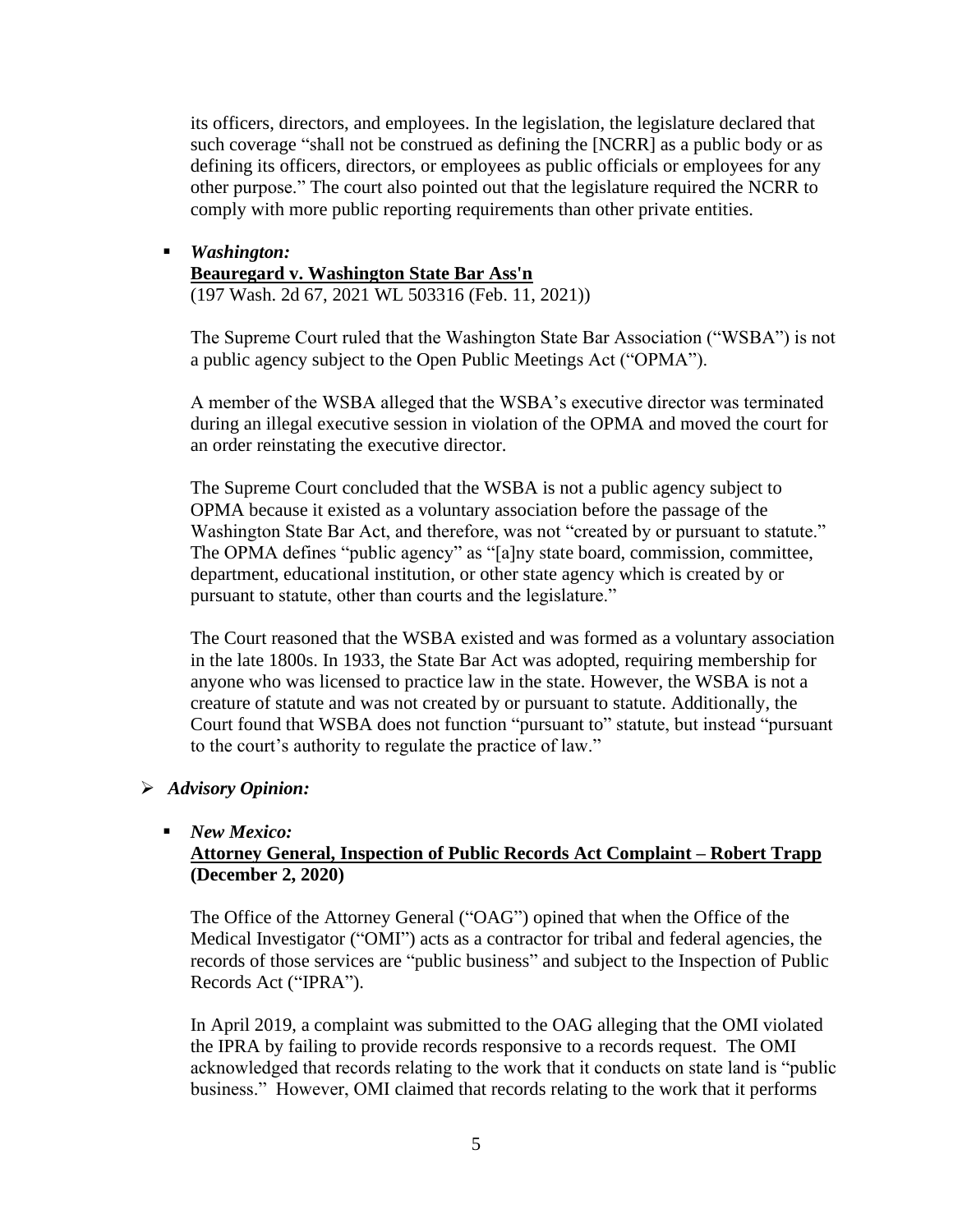its officers, directors, and employees. In the legislation, the legislature declared that such coverage "shall not be construed as defining the [NCRR] as a public body or as defining its officers, directors, or employees as public officials or employees for any other purpose." The court also pointed out that the legislature required the NCRR to comply with more public reporting requirements than other private entities.

- ***Washington:***
  **Beauregard v. Washington State Bar Ass'n**
  (197 Wash. 2d 67, 2021 WL 503316 (Feb. 11, 2021))

  The Supreme Court ruled that the Washington State Bar Association ("WSBA") is not a public agency subject to the Open Public Meetings Act ("OPMA").

  A member of the WSBA alleged that the WSBA's executive director was terminated during an illegal executive session in violation of the OPMA and moved the court for an order reinstating the executive director.

  The Supreme Court concluded that the WSBA is not a public agency subject to OPMA because it existed as a voluntary association before the passage of the Washington State Bar Act, and therefore, was not "created by or pursuant to statute." The OPMA defines "public agency" as "[a]ny state board, commission, committee, department, educational institution, or other state agency which is created by or pursuant to statute, other than courts and the legislature."

  The Court reasoned that the WSBA existed and was formed as a voluntary association in the late 1800s. In 1933, the State Bar Act was adopted, requiring membership for anyone who was licensed to practice law in the state. However, the WSBA is not a creature of statute and was not created by or pursuant to statute. Additionally, the Court found that WSBA does not function "pursuant to" statute, but instead "pursuant to the court's authority to regulate the practice of law."

## ***Advisory Opinion:***

- ***New Mexico:***
  **Attorney General, Inspection of Public Records Act Complaint – Robert Trapp (December 2, 2020)**

  The Office of the Attorney General ("OAG") opined that when the Office of the Medical Investigator ("OMI") acts as a contractor for tribal and federal agencies, the records of those services are "public business" and subject to the Inspection of Public Records Act ("IPRA").

  In April 2019, a complaint was submitted to the OAG alleging that the OMI violated the IPRA by failing to provide records responsive to a records request. The OMI acknowledged that records relating to the work that it conducts on state land is "public business." However, OMI claimed that records relating to the work that it performs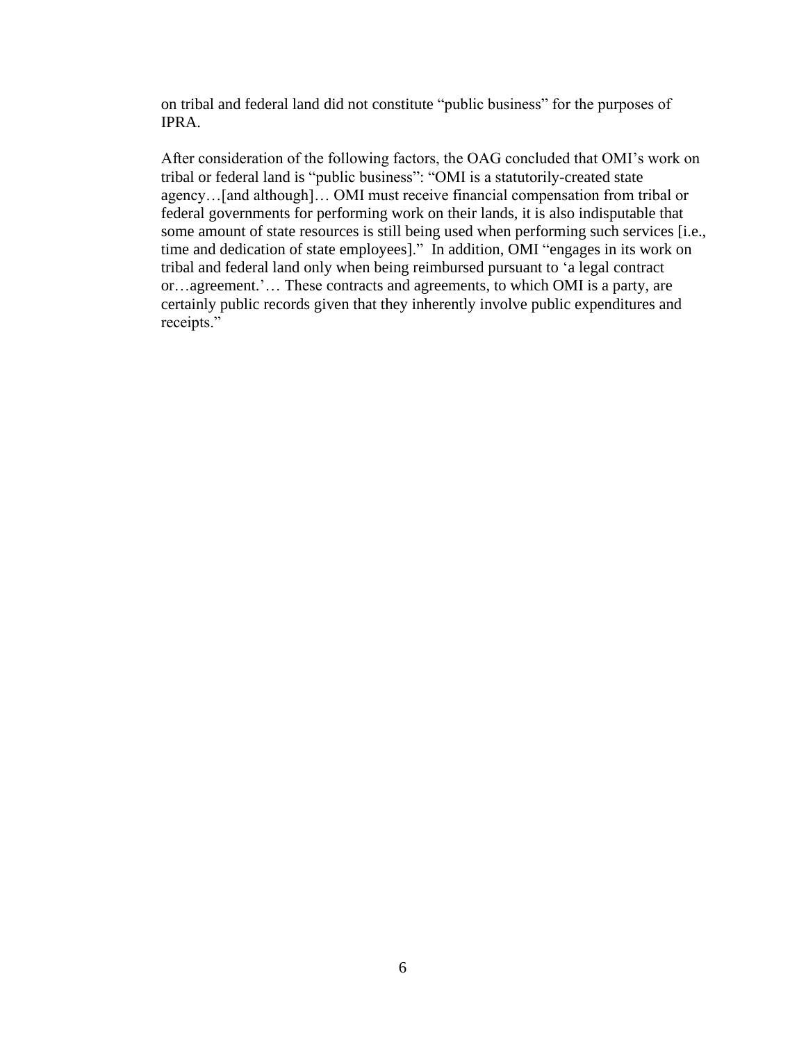on tribal and federal land did not constitute "public business" for the purposes of IPRA.

After consideration of the following factors, the OAG concluded that OMI's work on tribal or federal land is "public business": "OMI is a statutorily-created state agency…[and although]… OMI must receive financial compensation from tribal or federal governments for performing work on their lands, it is also indisputable that some amount of state resources is still being used when performing such services [i.e., time and dedication of state employees]." In addition, OMI "engages in its work on tribal and federal land only when being reimbursed pursuant to 'a legal contract or…agreement.'… These contracts and agreements, to which OMI is a party, are certainly public records given that they inherently involve public expenditures and receipts."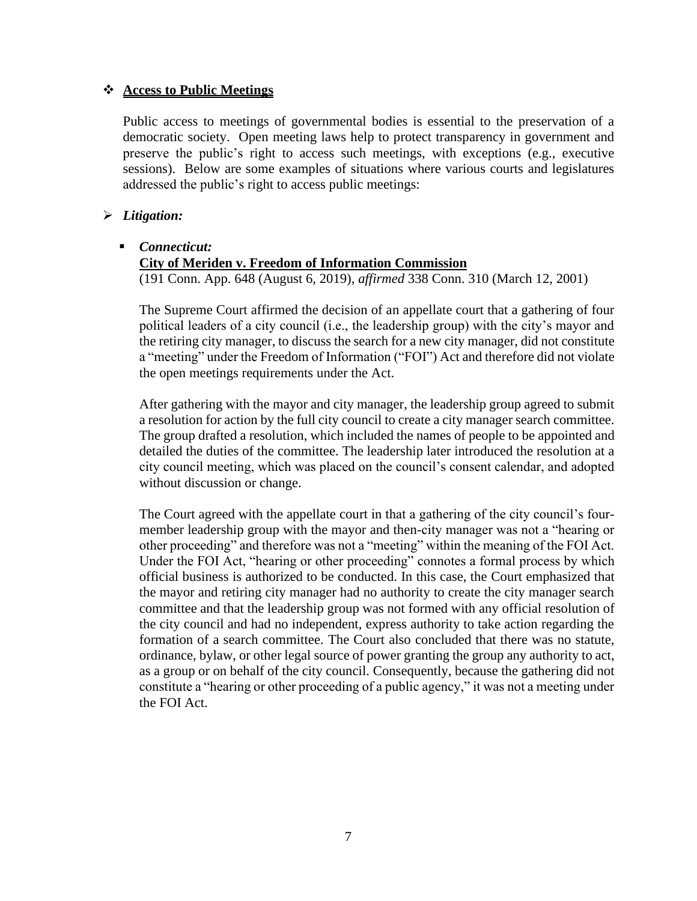- ❖ **<u>Access to Public Meetings</u>**

  Public access to meetings of governmental bodies is essential to the preservation of a democratic society. Open meeting laws help to protect transparency in government and preserve the public's right to access such meetings, with exceptions (e.g., executive sessions). Below are some examples of situations where various courts and legislatures addressed the public's right to access public meetings:

- ➢ ***Litigation:***

  - ▪ ***Connecticut:***

    **<u>City of Meriden v. Freedom of Information Commission</u>**

    (191 Conn. App. 648 (August 6, 2019), *affirmed* 338 Conn. 310 (March 12, 2001)

    The Supreme Court affirmed the decision of an appellate court that a gathering of four political leaders of a city council (i.e., the leadership group) with the city's mayor and the retiring city manager, to discuss the search for a new city manager, did not constitute a "meeting" under the Freedom of Information ("FOI") Act and therefore did not violate the open meetings requirements under the Act.

    After gathering with the mayor and city manager, the leadership group agreed to submit a resolution for action by the full city council to create a city manager search committee. The group drafted a resolution, which included the names of people to be appointed and detailed the duties of the committee. The leadership later introduced the resolution at a city council meeting, which was placed on the council's consent calendar, and adopted without discussion or change.

    The Court agreed with the appellate court in that a gathering of the city council's four-member leadership group with the mayor and then-city manager was not a "hearing or other proceeding" and therefore was not a "meeting" within the meaning of the FOI Act. Under the FOI Act, "hearing or other proceeding" connotes a formal process by which official business is authorized to be conducted. In this case, the Court emphasized that the mayor and retiring city manager had no authority to create the city manager search committee and that the leadership group was not formed with any official resolution of the city council and had no independent, express authority to take action regarding the formation of a search committee. The Court also concluded that there was no statute, ordinance, bylaw, or other legal source of power granting the group any authority to act, as a group or on behalf of the city council. Consequently, because the gathering did not constitute a "hearing or other proceeding of a public agency," it was not a meeting under the FOI Act.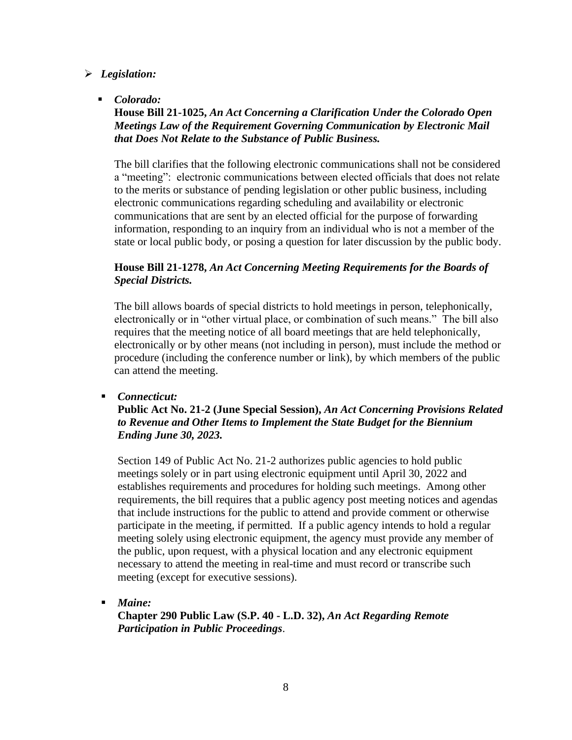- ***Legislation:***

  - ***Colorado:***

    **House Bill 21-1025,** ***An Act Concerning a Clarification Under the Colorado Open Meetings Law of the Requirement Governing Communication by Electronic Mail that Does Not Relate to the Substance of Public Business.***

    The bill clarifies that the following electronic communications shall not be considered a "meeting": electronic communications between elected officials that does not relate to the merits or substance of pending legislation or other public business, including electronic communications regarding scheduling and availability or electronic communications that are sent by an elected official for the purpose of forwarding information, responding to an inquiry from an individual who is not a member of the state or local public body, or posing a question for later discussion by the public body.

    **House Bill 21-1278,** ***An Act Concerning Meeting Requirements for the Boards of Special Districts.***

    The bill allows boards of special districts to hold meetings in person, telephonically, electronically or in "other virtual place, or combination of such means." The bill also requires that the meeting notice of all board meetings that are held telephonically, electronically or by other means (not including in person), must include the method or procedure (including the conference number or link), by which members of the public can attend the meeting.

  - ***Connecticut:***

    **Public Act No. 21-2 (June Special Session),** ***An Act Concerning Provisions Related to Revenue and Other Items to Implement the State Budget for the Biennium Ending June 30, 2023.***

    Section 149 of Public Act No. 21-2 authorizes public agencies to hold public meetings solely or in part using electronic equipment until April 30, 2022 and establishes requirements and procedures for holding such meetings. Among other requirements, the bill requires that a public agency post meeting notices and agendas that include instructions for the public to attend and provide comment or otherwise participate in the meeting, if permitted. If a public agency intends to hold a regular meeting solely using electronic equipment, the agency must provide any member of the public, upon request, with a physical location and any electronic equipment necessary to attend the meeting in real-time and must record or transcribe such meeting (except for executive sessions).

  - ***Maine:***

    **Chapter 290 Public Law (S.P. 40 - L.D. 32),** ***An Act Regarding Remote Participation in Public Proceedings*.**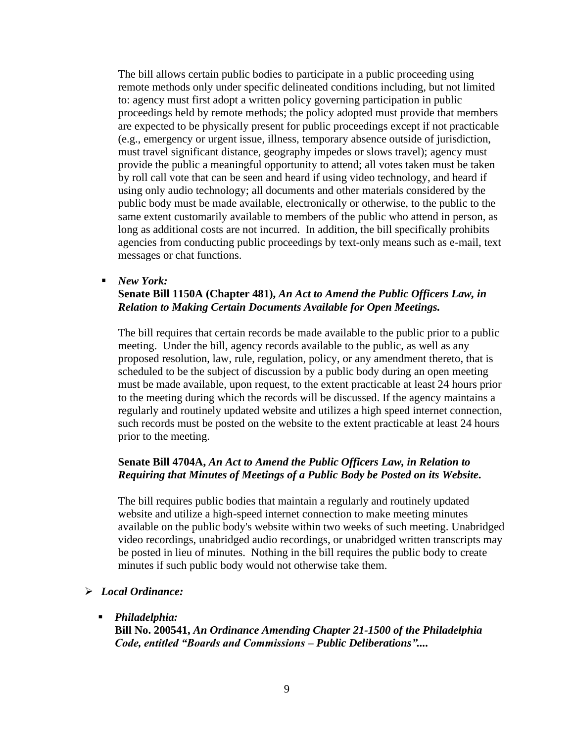The bill allows certain public bodies to participate in a public proceeding using remote methods only under specific delineated conditions including, but not limited to: agency must first adopt a written policy governing participation in public proceedings held by remote methods; the policy adopted must provide that members are expected to be physically present for public proceedings except if not practicable (e.g., emergency or urgent issue, illness, temporary absence outside of jurisdiction, must travel significant distance, geography impedes or slows travel); agency must provide the public a meaningful opportunity to attend; all votes taken must be taken by roll call vote that can be seen and heard if using video technology, and heard if using only audio technology; all documents and other materials considered by the public body must be made available, electronically or otherwise, to the public to the same extent customarily available to members of the public who attend in person, as long as additional costs are not incurred. In addition, the bill specifically prohibits agencies from conducting public proceedings by text-only means such as e-mail, text messages or chat functions.

- ***New York:***

  **Senate Bill 1150A (Chapter 481),** ***An Act to Amend the Public Officers Law, in Relation to Making Certain Documents Available for Open Meetings.***

  The bill requires that certain records be made available to the public prior to a public meeting. Under the bill, agency records available to the public, as well as any proposed resolution, law, rule, regulation, policy, or any amendment thereto, that is scheduled to be the subject of discussion by a public body during an open meeting must be made available, upon request, to the extent practicable at least 24 hours prior to the meeting during which the records will be discussed. If the agency maintains a regularly and routinely updated website and utilizes a high speed internet connection, such records must be posted on the website to the extent practicable at least 24 hours prior to the meeting.

  **Senate Bill 4704A,** ***An Act to Amend the Public Officers Law, in Relation to Requiring that Minutes of Meetings of a Public Body be Posted on its Website.***

  The bill requires public bodies that maintain a regularly and routinely updated website and utilize a high-speed internet connection to make meeting minutes available on the public body's website within two weeks of such meeting. Unabridged video recordings, unabridged audio recordings, or unabridged written transcripts may be posted in lieu of minutes. Nothing in the bill requires the public body to create minutes if such public body would not otherwise take them.

- ***Local Ordinance:***

  - ***Philadelphia:***

    **Bill No. 200541,** ***An Ordinance Amending Chapter 21-1500 of the Philadelphia Code, entitled "Boards and Commissions – Public Deliberations"....***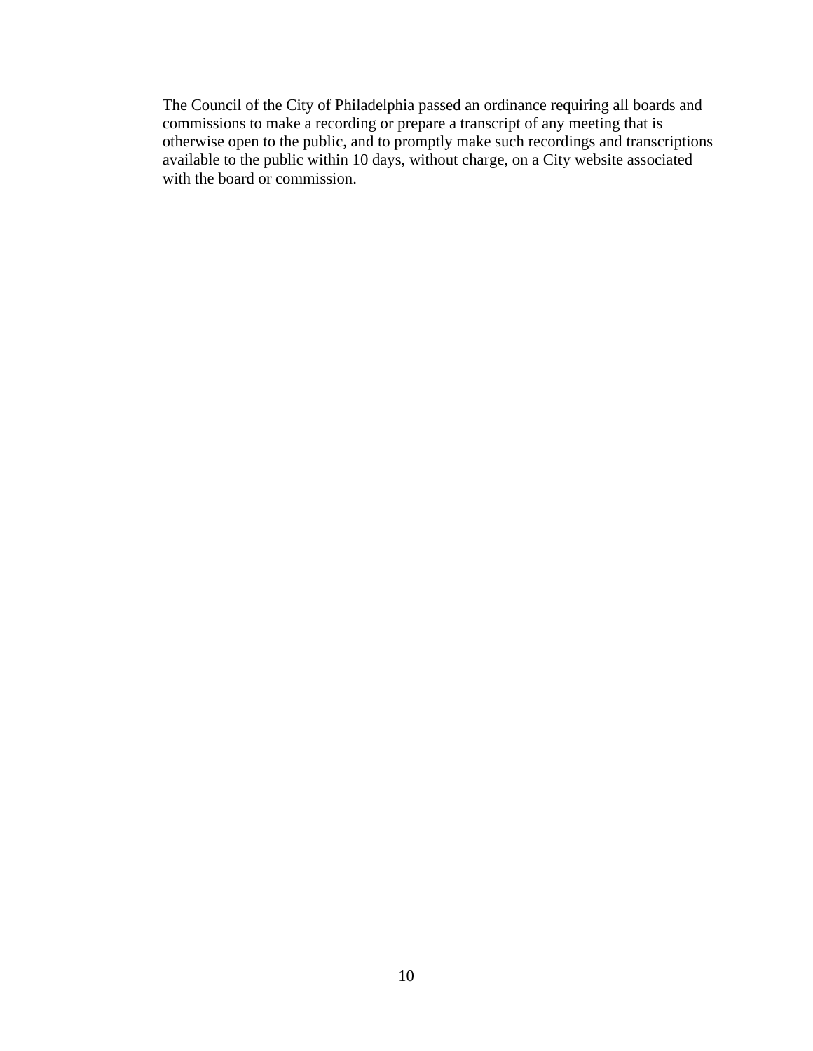The Council of the City of Philadelphia passed an ordinance requiring all boards and commissions to make a recording or prepare a transcript of any meeting that is otherwise open to the public, and to promptly make such recordings and transcriptions available to the public within 10 days, without charge, on a City website associated with the board or commission.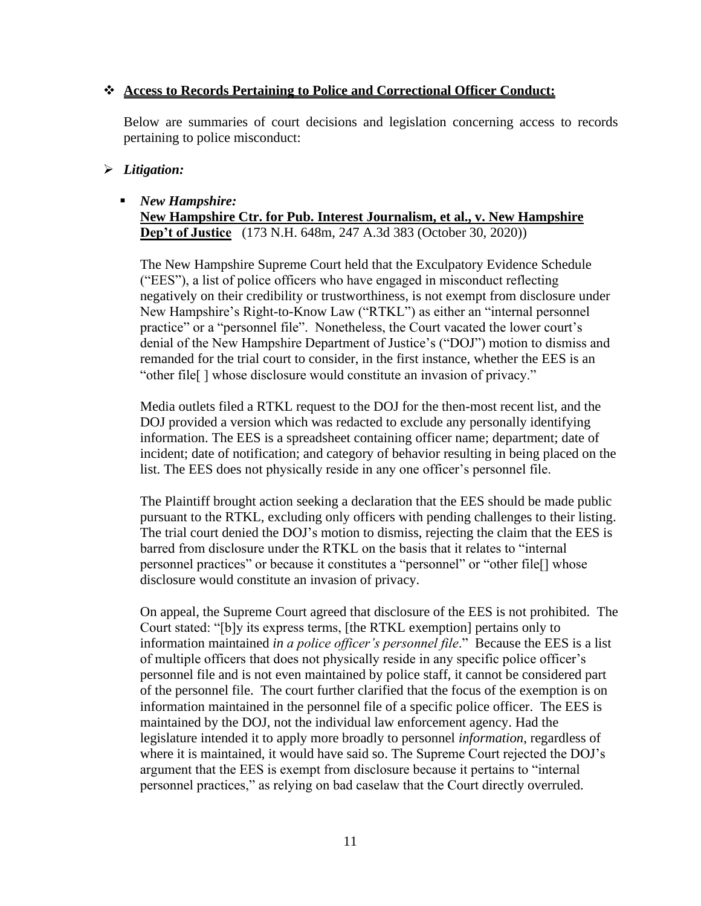- ❖ **Access to Records Pertaining to Police and Correctional Officer Conduct:**

  Below are summaries of court decisions and legislation concerning access to records pertaining to police misconduct:

- ➢ ***Litigation:***

  - ▪ ***New Hampshire:***
    **New Hampshire Ctr. for Pub. Interest Journalism, et al., v. New Hampshire Dep't of Justice** (173 N.H. 648m, 247 A.3d 383 (October 30, 2020))

    The New Hampshire Supreme Court held that the Exculpatory Evidence Schedule ("EES"), a list of police officers who have engaged in misconduct reflecting negatively on their credibility or trustworthiness, is not exempt from disclosure under New Hampshire's Right-to-Know Law ("RTKL") as either an "internal personnel practice" or a "personnel file". Nonetheless, the Court vacated the lower court's denial of the New Hampshire Department of Justice's ("DOJ") motion to dismiss and remanded for the trial court to consider, in the first instance, whether the EES is an "other file[ ] whose disclosure would constitute an invasion of privacy."

    Media outlets filed a RTKL request to the DOJ for the then-most recent list, and the DOJ provided a version which was redacted to exclude any personally identifying information. The EES is a spreadsheet containing officer name; department; date of incident; date of notification; and category of behavior resulting in being placed on the list. The EES does not physically reside in any one officer's personnel file.

    The Plaintiff brought action seeking a declaration that the EES should be made public pursuant to the RTKL, excluding only officers with pending challenges to their listing. The trial court denied the DOJ's motion to dismiss, rejecting the claim that the EES is barred from disclosure under the RTKL on the basis that it relates to "internal personnel practices" or because it constitutes a "personnel" or "other file[] whose disclosure would constitute an invasion of privacy.

    On appeal, the Supreme Court agreed that disclosure of the EES is not prohibited. The Court stated: "[b]y its express terms, [the RTKL exemption] pertains only to information maintained *in a police officer's personnel file*." Because the EES is a list of multiple officers that does not physically reside in any specific police officer's personnel file and is not even maintained by police staff, it cannot be considered part of the personnel file. The court further clarified that the focus of the exemption is on information maintained in the personnel file of a specific police officer. The EES is maintained by the DOJ, not the individual law enforcement agency. Had the legislature intended it to apply more broadly to personnel *information*, regardless of where it is maintained, it would have said so. The Supreme Court rejected the DOJ's argument that the EES is exempt from disclosure because it pertains to "internal personnel practices," as relying on bad caselaw that the Court directly overruled.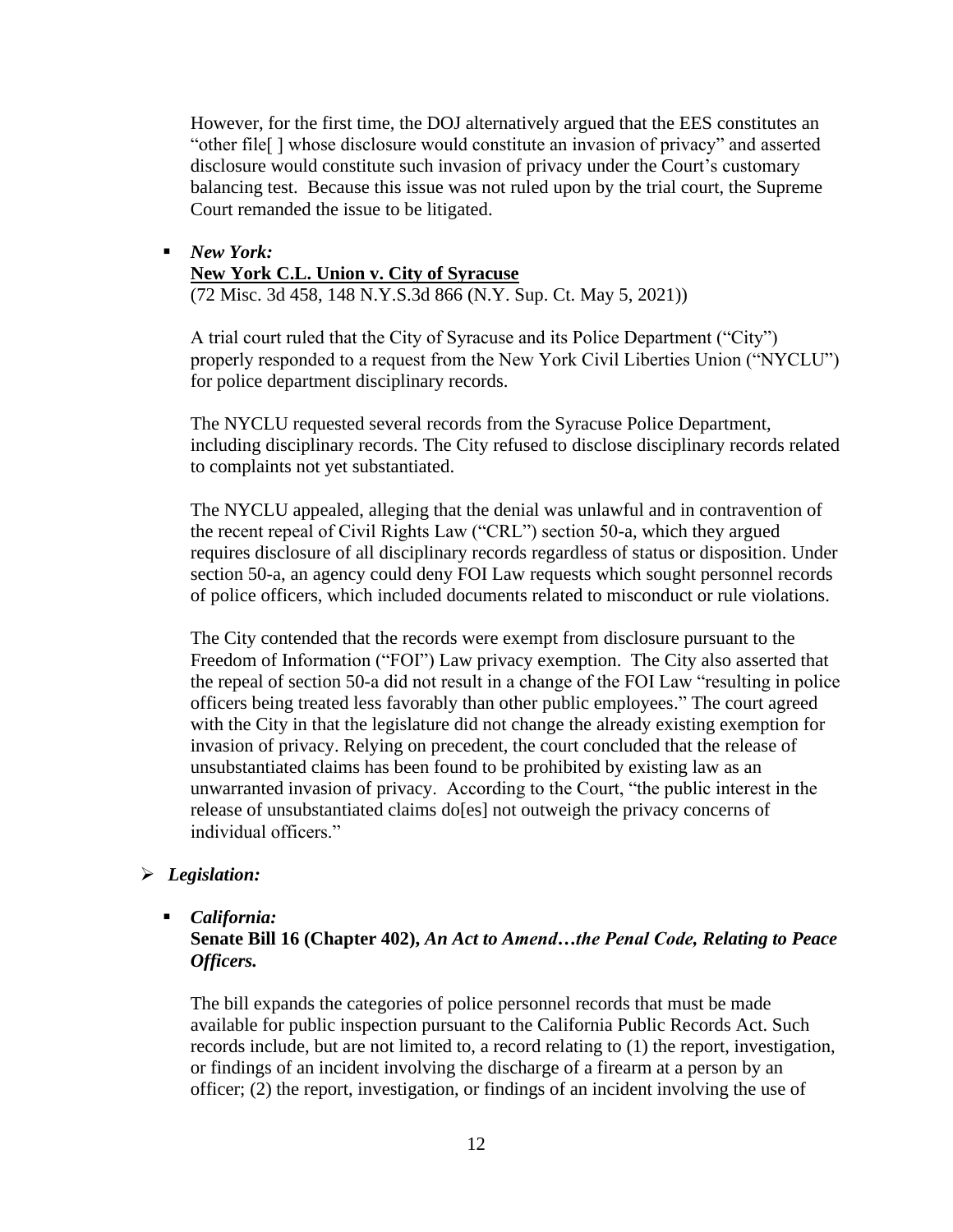However, for the first time, the DOJ alternatively argued that the EES constitutes an "other file[ ] whose disclosure would constitute an invasion of privacy" and asserted disclosure would constitute such invasion of privacy under the Court's customary balancing test. Because this issue was not ruled upon by the trial court, the Supreme Court remanded the issue to be litigated.

- ***New York:***
  **<u>New York C.L. Union v. City of Syracuse</u>**
  (72 Misc. 3d 458, 148 N.Y.S.3d 866 (N.Y. Sup. Ct. May 5, 2021))

  A trial court ruled that the City of Syracuse and its Police Department ("City") properly responded to a request from the New York Civil Liberties Union ("NYCLU") for police department disciplinary records.

  The NYCLU requested several records from the Syracuse Police Department, including disciplinary records. The City refused to disclose disciplinary records related to complaints not yet substantiated.

  The NYCLU appealed, alleging that the denial was unlawful and in contravention of the recent repeal of Civil Rights Law ("CRL") section 50-a, which they argued requires disclosure of all disciplinary records regardless of status or disposition. Under section 50-a, an agency could deny FOI Law requests which sought personnel records of police officers, which included documents related to misconduct or rule violations.

  The City contended that the records were exempt from disclosure pursuant to the Freedom of Information ("FOI") Law privacy exemption. The City also asserted that the repeal of section 50-a did not result in a change of the FOI Law "resulting in police officers being treated less favorably than other public employees." The court agreed with the City in that the legislature did not change the already existing exemption for invasion of privacy. Relying on precedent, the court concluded that the release of unsubstantiated claims has been found to be prohibited by existing law as an unwarranted invasion of privacy. According to the Court, "the public interest in the release of unsubstantiated claims do[es] not outweigh the privacy concerns of individual officers."

- ***Legislation:***

  - ***California:***
    **Senate Bill 16 (Chapter 402),** ***An Act to Amend…the Penal Code, Relating to Peace Officers.***

    The bill expands the categories of police personnel records that must be made available for public inspection pursuant to the California Public Records Act. Such records include, but are not limited to, a record relating to (1) the report, investigation, or findings of an incident involving the discharge of a firearm at a person by an officer; (2) the report, investigation, or findings of an incident involving the use of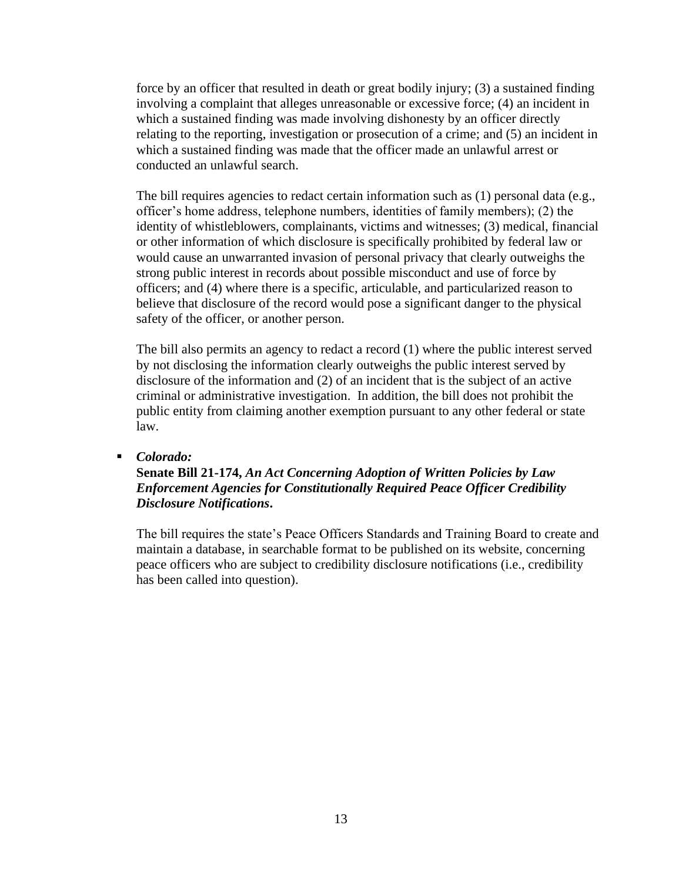force by an officer that resulted in death or great bodily injury; (3) a sustained finding involving a complaint that alleges unreasonable or excessive force; (4) an incident in which a sustained finding was made involving dishonesty by an officer directly relating to the reporting, investigation or prosecution of a crime; and (5) an incident in which a sustained finding was made that the officer made an unlawful arrest or conducted an unlawful search.

The bill requires agencies to redact certain information such as (1) personal data (e.g., officer's home address, telephone numbers, identities of family members); (2) the identity of whistleblowers, complainants, victims and witnesses; (3) medical, financial or other information of which disclosure is specifically prohibited by federal law or would cause an unwarranted invasion of personal privacy that clearly outweighs the strong public interest in records about possible misconduct and use of force by officers; and (4) where there is a specific, articulable, and particularized reason to believe that disclosure of the record would pose a significant danger to the physical safety of the officer, or another person.

The bill also permits an agency to redact a record (1) where the public interest served by not disclosing the information clearly outweighs the public interest served by disclosure of the information and (2) of an incident that is the subject of an active criminal or administrative investigation. In addition, the bill does not prohibit the public entity from claiming another exemption pursuant to any other federal or state law.

- ***Colorado:***
  **Senate Bill 21-174, *An Act Concerning Adoption of Written Policies by Law Enforcement Agencies for Constitutionally Required Peace Officer Credibility Disclosure Notifications*.**

  The bill requires the state's Peace Officers Standards and Training Board to create and maintain a database, in searchable format to be published on its website, concerning peace officers who are subject to credibility disclosure notifications (i.e., credibility has been called into question).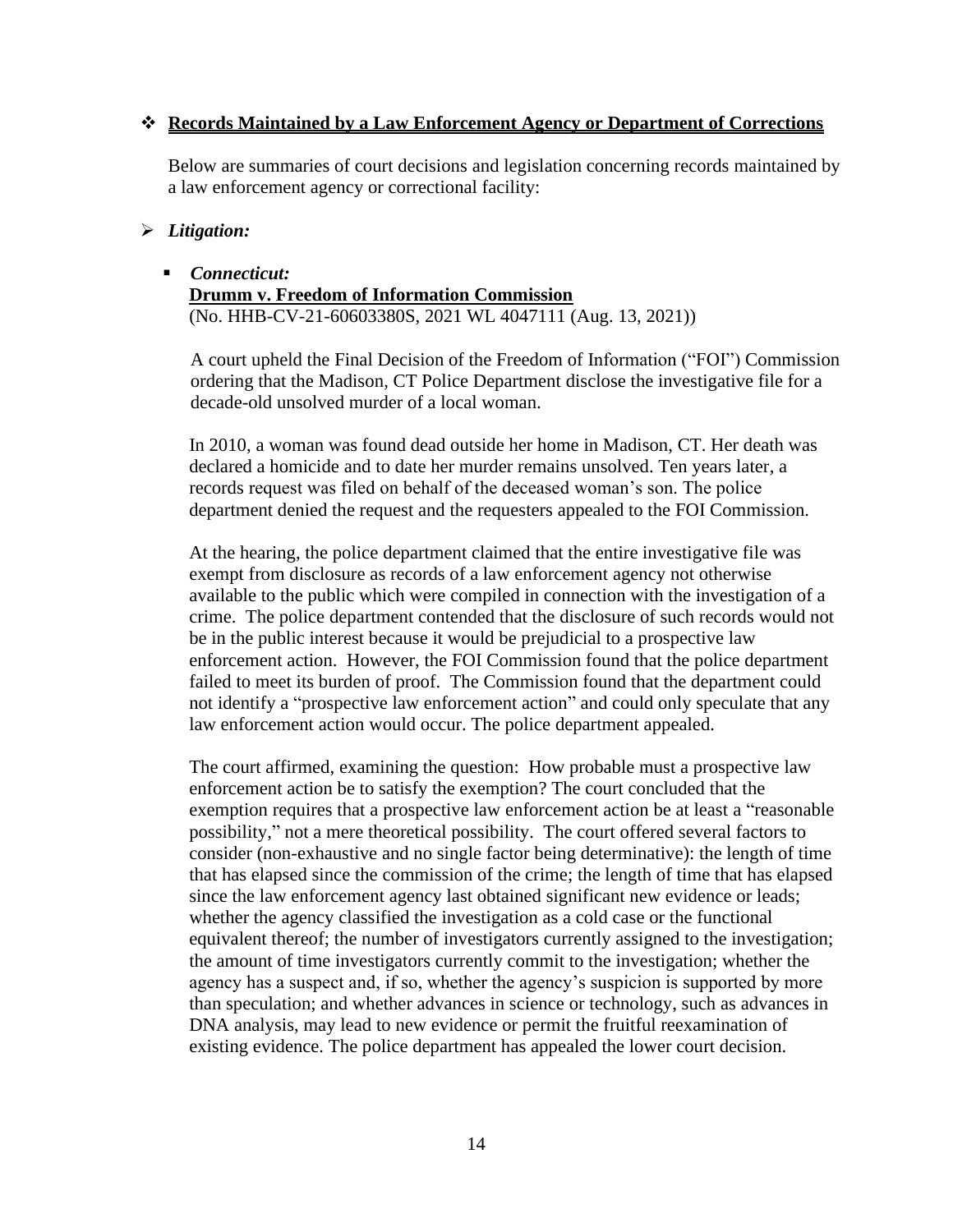## ❖ Records Maintained by a Law Enforcement Agency or Department of Corrections

Below are summaries of court decisions and legislation concerning records maintained by a law enforcement agency or correctional facility:

### ➢ *Litigation:*

- ***Connecticut:***
  **Drumm v. Freedom of Information Commission**
  (No. HHB-CV-21-60603380S, 2021 WL 4047111 (Aug. 13, 2021))

  A court upheld the Final Decision of the Freedom of Information ("FOI") Commission ordering that the Madison, CT Police Department disclose the investigative file for a decade-old unsolved murder of a local woman.

  In 2010, a woman was found dead outside her home in Madison, CT. Her death was declared a homicide and to date her murder remains unsolved. Ten years later, a records request was filed on behalf of the deceased woman's son. The police department denied the request and the requesters appealed to the FOI Commission.

  At the hearing, the police department claimed that the entire investigative file was exempt from disclosure as records of a law enforcement agency not otherwise available to the public which were compiled in connection with the investigation of a crime. The police department contended that the disclosure of such records would not be in the public interest because it would be prejudicial to a prospective law enforcement action. However, the FOI Commission found that the police department failed to meet its burden of proof. The Commission found that the department could not identify a "prospective law enforcement action" and could only speculate that any law enforcement action would occur. The police department appealed.

  The court affirmed, examining the question: How probable must a prospective law enforcement action be to satisfy the exemption? The court concluded that the exemption requires that a prospective law enforcement action be at least a "reasonable possibility," not a mere theoretical possibility. The court offered several factors to consider (non-exhaustive and no single factor being determinative): the length of time that has elapsed since the commission of the crime; the length of time that has elapsed since the law enforcement agency last obtained significant new evidence or leads; whether the agency classified the investigation as a cold case or the functional equivalent thereof; the number of investigators currently assigned to the investigation; the amount of time investigators currently commit to the investigation; whether the agency has a suspect and, if so, whether the agency's suspicion is supported by more than speculation; and whether advances in science or technology, such as advances in DNA analysis, may lead to new evidence or permit the fruitful reexamination of existing evidence. The police department has appealed the lower court decision.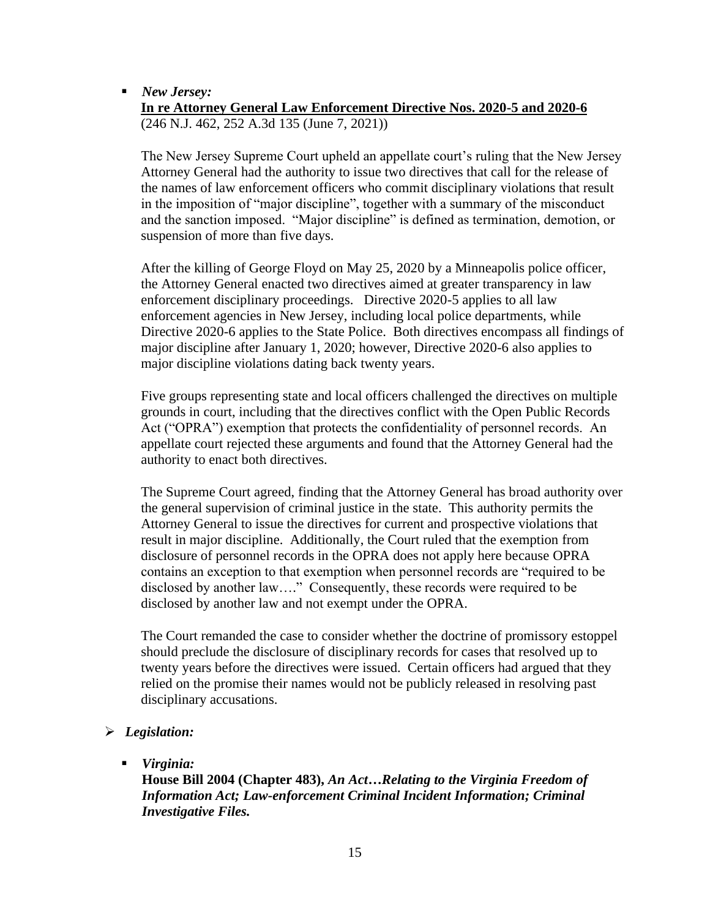- ***New Jersey:***
  **<u>In re Attorney General Law Enforcement Directive Nos. 2020-5 and 2020-6</u>**
  (246 N.J. 462, 252 A.3d 135 (June 7, 2021))

  The New Jersey Supreme Court upheld an appellate court's ruling that the New Jersey Attorney General had the authority to issue two directives that call for the release of the names of law enforcement officers who commit disciplinary violations that result in the imposition of "major discipline", together with a summary of the misconduct and the sanction imposed. "Major discipline" is defined as termination, demotion, or suspension of more than five days.

  After the killing of George Floyd on May 25, 2020 by a Minneapolis police officer, the Attorney General enacted two directives aimed at greater transparency in law enforcement disciplinary proceedings. Directive 2020-5 applies to all law enforcement agencies in New Jersey, including local police departments, while Directive 2020-6 applies to the State Police. Both directives encompass all findings of major discipline after January 1, 2020; however, Directive 2020-6 also applies to major discipline violations dating back twenty years.

  Five groups representing state and local officers challenged the directives on multiple grounds in court, including that the directives conflict with the Open Public Records Act ("OPRA") exemption that protects the confidentiality of personnel records. An appellate court rejected these arguments and found that the Attorney General had the authority to enact both directives.

  The Supreme Court agreed, finding that the Attorney General has broad authority over the general supervision of criminal justice in the state. This authority permits the Attorney General to issue the directives for current and prospective violations that result in major discipline. Additionally, the Court ruled that the exemption from disclosure of personnel records in the OPRA does not apply here because OPRA contains an exception to that exemption when personnel records are "required to be disclosed by another law…." Consequently, these records were required to be disclosed by another law and not exempt under the OPRA.

  The Court remanded the case to consider whether the doctrine of promissory estoppel should preclude the disclosure of disciplinary records for cases that resolved up to twenty years before the directives were issued. Certain officers had argued that they relied on the promise their names would not be publicly released in resolving past disciplinary accusations.

- ***Legislation:***

  - ***Virginia:***
    **House Bill 2004 (Chapter 483),** ***An Act…Relating to the Virginia Freedom of Information Act; Law-enforcement Criminal Incident Information; Criminal Investigative Files.***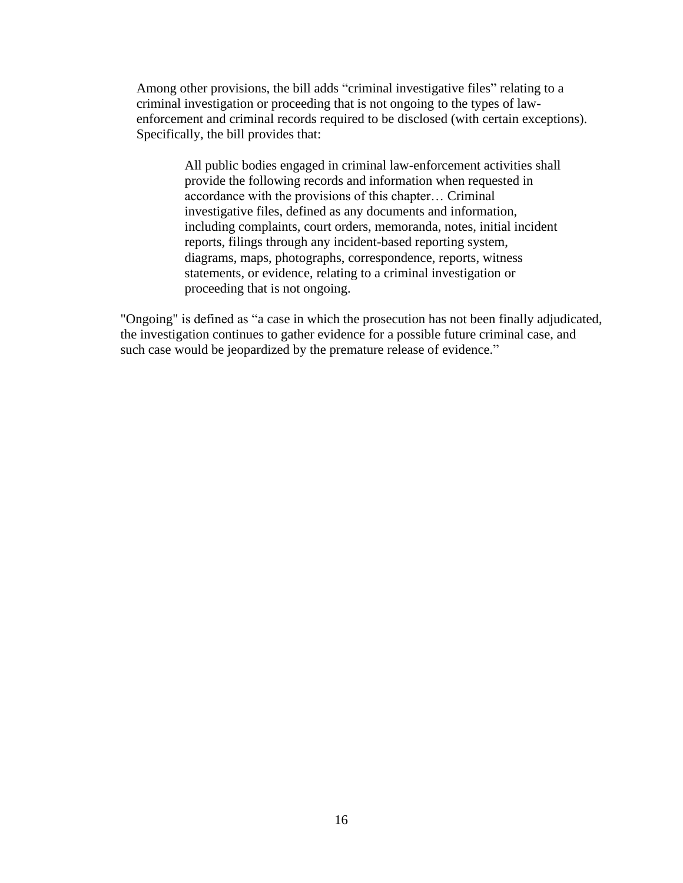Among other provisions, the bill adds "criminal investigative files" relating to a criminal investigation or proceeding that is not ongoing to the types of law-enforcement and criminal records required to be disclosed (with certain exceptions). Specifically, the bill provides that:

> All public bodies engaged in criminal law-enforcement activities shall provide the following records and information when requested in accordance with the provisions of this chapter… Criminal investigative files, defined as any documents and information, including complaints, court orders, memoranda, notes, initial incident reports, filings through any incident-based reporting system, diagrams, maps, photographs, correspondence, reports, witness statements, or evidence, relating to a criminal investigation or proceeding that is not ongoing.

"Ongoing" is defined as "a case in which the prosecution has not been finally adjudicated, the investigation continues to gather evidence for a possible future criminal case, and such case would be jeopardized by the premature release of evidence."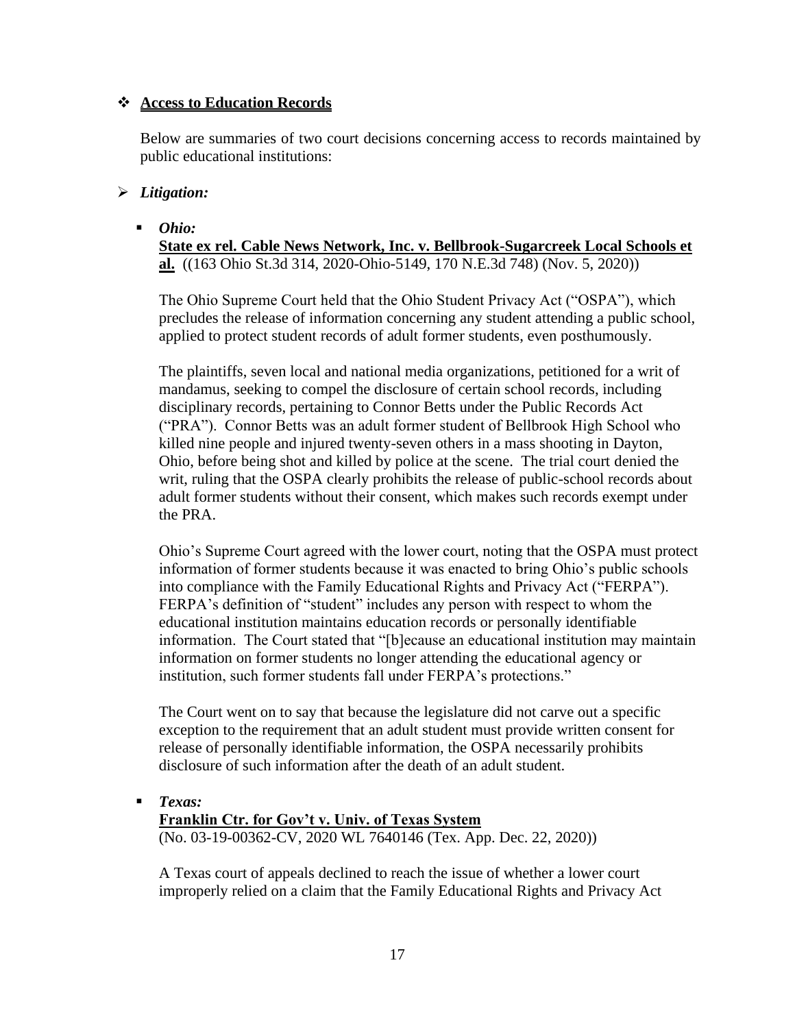## ❖ **Access to Education Records**

Below are summaries of two court decisions concerning access to records maintained by public educational institutions:

### ➢ ***Litigation:***

- ***Ohio:***

  **State ex rel. Cable News Network, Inc. v. Bellbrook-Sugarcreek Local Schools et al.** ((163 Ohio St.3d 314, 2020-Ohio-5149, 170 N.E.3d 748) (Nov. 5, 2020))

  The Ohio Supreme Court held that the Ohio Student Privacy Act ("OSPA"), which precludes the release of information concerning any student attending a public school, applied to protect student records of adult former students, even posthumously.

  The plaintiffs, seven local and national media organizations, petitioned for a writ of mandamus, seeking to compel the disclosure of certain school records, including disciplinary records, pertaining to Connor Betts under the Public Records Act ("PRA"). Connor Betts was an adult former student of Bellbrook High School who killed nine people and injured twenty-seven others in a mass shooting in Dayton, Ohio, before being shot and killed by police at the scene. The trial court denied the writ, ruling that the OSPA clearly prohibits the release of public-school records about adult former students without their consent, which makes such records exempt under the PRA.

  Ohio's Supreme Court agreed with the lower court, noting that the OSPA must protect information of former students because it was enacted to bring Ohio's public schools into compliance with the Family Educational Rights and Privacy Act ("FERPA"). FERPA's definition of "student" includes any person with respect to whom the educational institution maintains education records or personally identifiable information. The Court stated that "[b]ecause an educational institution may maintain information on former students no longer attending the educational agency or institution, such former students fall under FERPA's protections."

  The Court went on to say that because the legislature did not carve out a specific exception to the requirement that an adult student must provide written consent for release of personally identifiable information, the OSPA necessarily prohibits disclosure of such information after the death of an adult student.

- ***Texas:***

  **Franklin Ctr. for Gov't v. Univ. of Texas System**
  (No. 03-19-00362-CV, 2020 WL 7640146 (Tex. App. Dec. 22, 2020))

  A Texas court of appeals declined to reach the issue of whether a lower court improperly relied on a claim that the Family Educational Rights and Privacy Act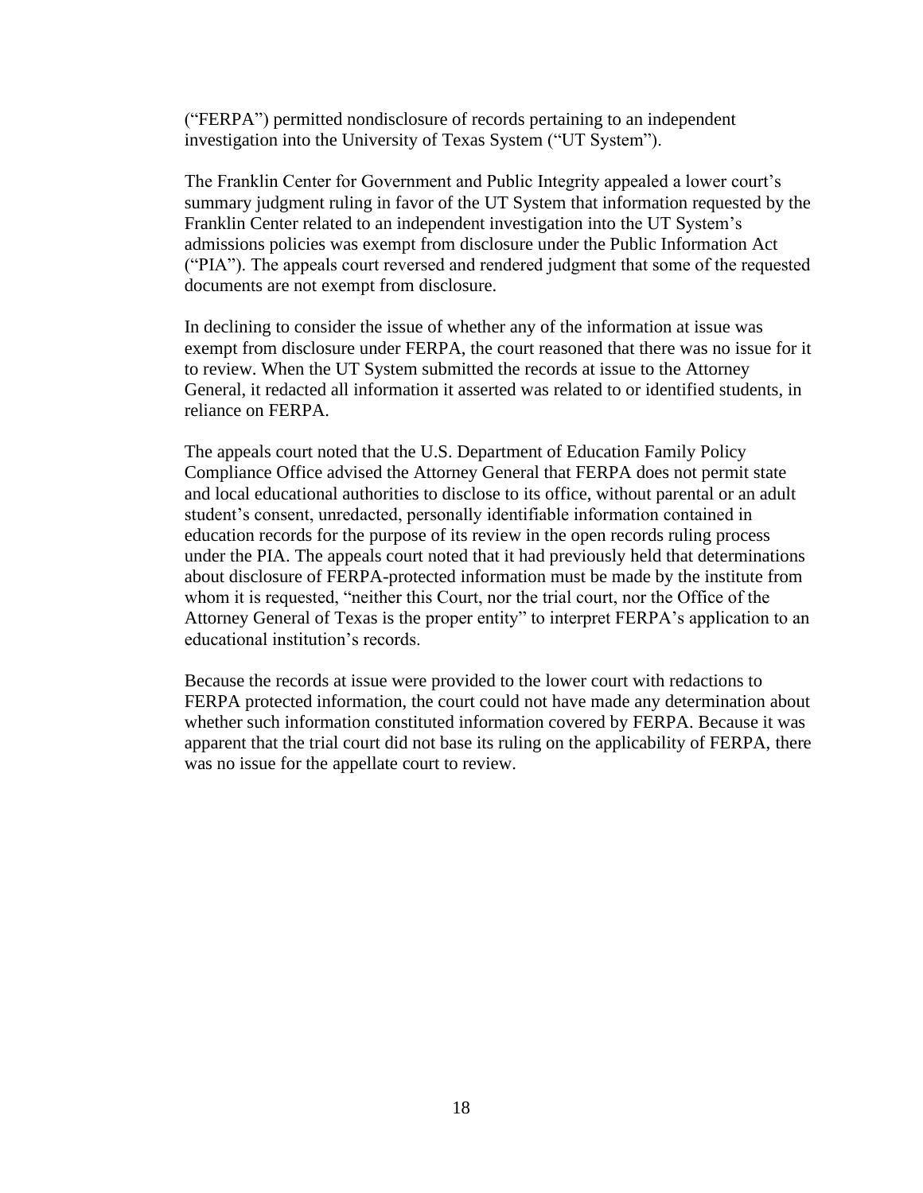("FERPA") permitted nondisclosure of records pertaining to an independent investigation into the University of Texas System ("UT System").

The Franklin Center for Government and Public Integrity appealed a lower court's summary judgment ruling in favor of the UT System that information requested by the Franklin Center related to an independent investigation into the UT System's admissions policies was exempt from disclosure under the Public Information Act ("PIA"). The appeals court reversed and rendered judgment that some of the requested documents are not exempt from disclosure.

In declining to consider the issue of whether any of the information at issue was exempt from disclosure under FERPA, the court reasoned that there was no issue for it to review. When the UT System submitted the records at issue to the Attorney General, it redacted all information it asserted was related to or identified students, in reliance on FERPA.

The appeals court noted that the U.S. Department of Education Family Policy Compliance Office advised the Attorney General that FERPA does not permit state and local educational authorities to disclose to its office, without parental or an adult student's consent, unredacted, personally identifiable information contained in education records for the purpose of its review in the open records ruling process under the PIA. The appeals court noted that it had previously held that determinations about disclosure of FERPA-protected information must be made by the institute from whom it is requested, "neither this Court, nor the trial court, nor the Office of the Attorney General of Texas is the proper entity" to interpret FERPA's application to an educational institution's records.

Because the records at issue were provided to the lower court with redactions to FERPA protected information, the court could not have made any determination about whether such information constituted information covered by FERPA. Because it was apparent that the trial court did not base its ruling on the applicability of FERPA, there was no issue for the appellate court to review.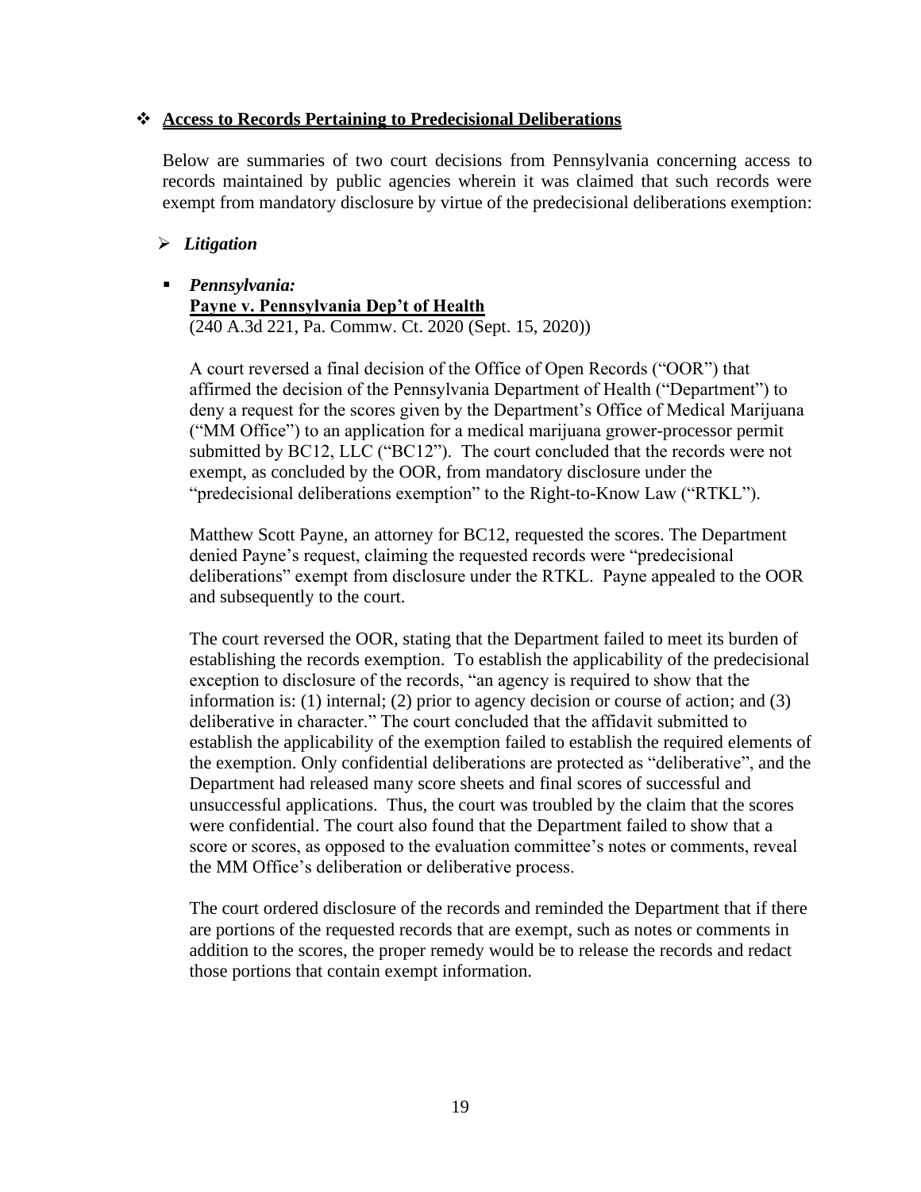## ❖ **Access to Records Pertaining to Predecisional Deliberations**

Below are summaries of two court decisions from Pennsylvania concerning access to records maintained by public agencies wherein it was claimed that such records were exempt from mandatory disclosure by virtue of the predecisional deliberations exemption:

### ➢ *Litigation*

▪ ***Pennsylvania:***
**Payne v. Pennsylvania Dep't of Health**
(240 A.3d 221, Pa. Commw. Ct. 2020 (Sept. 15, 2020))

A court reversed a final decision of the Office of Open Records ("OOR") that affirmed the decision of the Pennsylvania Department of Health ("Department") to deny a request for the scores given by the Department's Office of Medical Marijuana ("MM Office") to an application for a medical marijuana grower-processor permit submitted by BC12, LLC ("BC12"). The court concluded that the records were not exempt, as concluded by the OOR, from mandatory disclosure under the "predecisional deliberations exemption" to the Right-to-Know Law ("RTKL").

Matthew Scott Payne, an attorney for BC12, requested the scores. The Department denied Payne's request, claiming the requested records were "predecisional deliberations" exempt from disclosure under the RTKL. Payne appealed to the OOR and subsequently to the court.

The court reversed the OOR, stating that the Department failed to meet its burden of establishing the records exemption. To establish the applicability of the predecisional exception to disclosure of the records, "an agency is required to show that the information is: (1) internal; (2) prior to agency decision or course of action; and (3) deliberative in character." The court concluded that the affidavit submitted to establish the applicability of the exemption failed to establish the required elements of the exemption. Only confidential deliberations are protected as "deliberative", and the Department had released many score sheets and final scores of successful and unsuccessful applications. Thus, the court was troubled by the claim that the scores were confidential. The court also found that the Department failed to show that a score or scores, as opposed to the evaluation committee's notes or comments, reveal the MM Office's deliberation or deliberative process.

The court ordered disclosure of the records and reminded the Department that if there are portions of the requested records that are exempt, such as notes or comments in addition to the scores, the proper remedy would be to release the records and redact those portions that contain exempt information.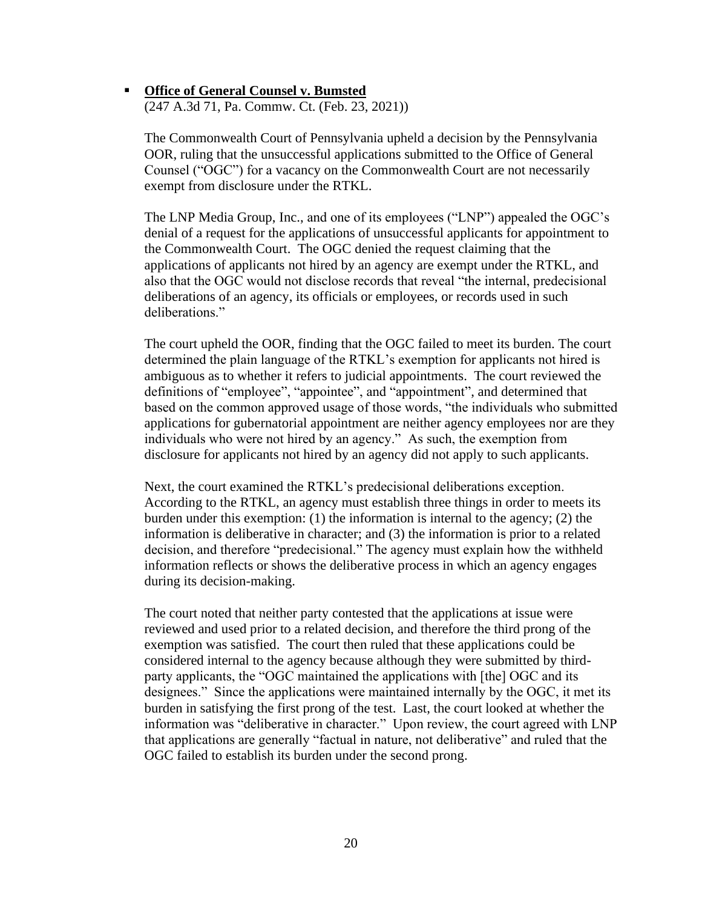- **<u>Office of General Counsel v. Bumsted</u>**
  (247 A.3d 71, Pa. Commw. Ct. (Feb. 23, 2021))

  The Commonwealth Court of Pennsylvania upheld a decision by the Pennsylvania OOR, ruling that the unsuccessful applications submitted to the Office of General Counsel ("OGC") for a vacancy on the Commonwealth Court are not necessarily exempt from disclosure under the RTKL.

  The LNP Media Group, Inc., and one of its employees ("LNP") appealed the OGC's denial of a request for the applications of unsuccessful applicants for appointment to the Commonwealth Court. The OGC denied the request claiming that the applications of applicants not hired by an agency are exempt under the RTKL, and also that the OGC would not disclose records that reveal "the internal, predecisional deliberations of an agency, its officials or employees, or records used in such deliberations."

  The court upheld the OOR, finding that the OGC failed to meet its burden. The court determined the plain language of the RTKL's exemption for applicants not hired is ambiguous as to whether it refers to judicial appointments. The court reviewed the definitions of "employee", "appointee", and "appointment", and determined that based on the common approved usage of those words, "the individuals who submitted applications for gubernatorial appointment are neither agency employees nor are they individuals who were not hired by an agency." As such, the exemption from disclosure for applicants not hired by an agency did not apply to such applicants.

  Next, the court examined the RTKL's predecisional deliberations exception. According to the RTKL, an agency must establish three things in order to meets its burden under this exemption: (1) the information is internal to the agency; (2) the information is deliberative in character; and (3) the information is prior to a related decision, and therefore "predecisional." The agency must explain how the withheld information reflects or shows the deliberative process in which an agency engages during its decision-making.

  The court noted that neither party contested that the applications at issue were reviewed and used prior to a related decision, and therefore the third prong of the exemption was satisfied. The court then ruled that these applications could be considered internal to the agency because although they were submitted by third-party applicants, the "OGC maintained the applications with [the] OGC and its designees." Since the applications were maintained internally by the OGC, it met its burden in satisfying the first prong of the test. Last, the court looked at whether the information was "deliberative in character." Upon review, the court agreed with LNP that applications are generally "factual in nature, not deliberative" and ruled that the OGC failed to establish its burden under the second prong.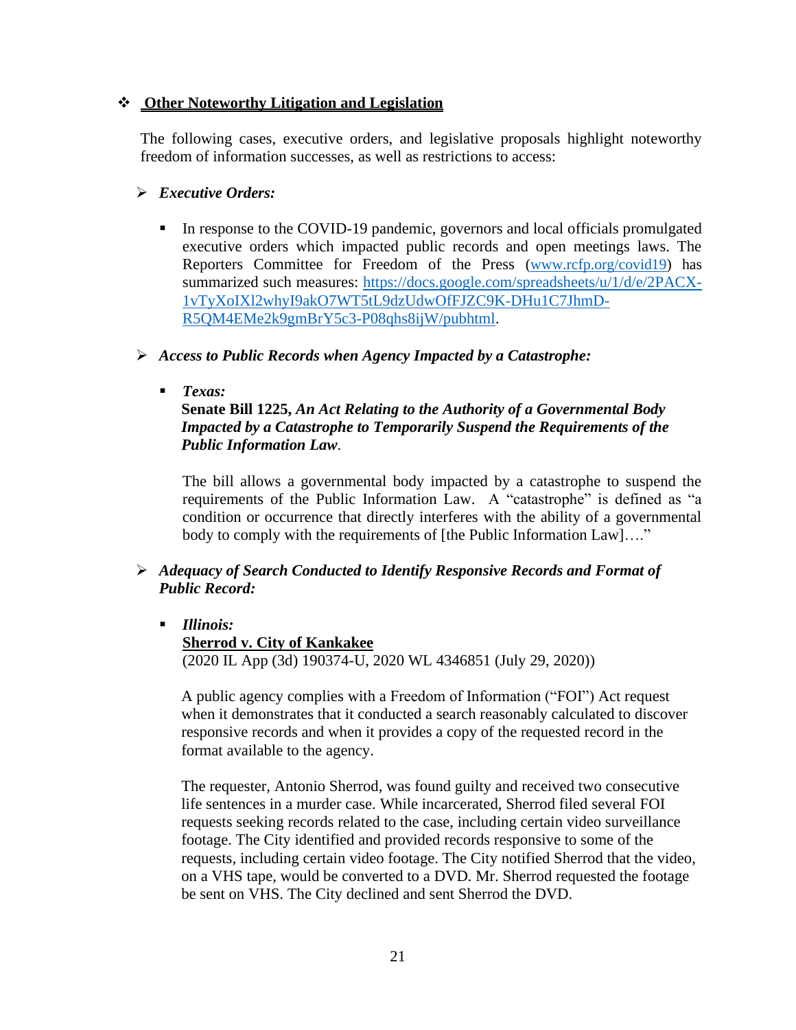## ❖ Other Noteworthy Litigation and Legislation

The following cases, executive orders, and legislative proposals highlight noteworthy freedom of information successes, as well as restrictions to access:

### ➢ *Executive Orders:*

- In response to the COVID-19 pandemic, governors and local officials promulgated executive orders which impacted public records and open meetings laws. The Reporters Committee for Freedom of the Press (www.rcfp.org/covid19) has summarized such measures: https://docs.google.com/spreadsheets/u/1/d/e/2PACX-1vTyXoIXl2whyI9akO7WT5tL9dzUdwOfFJZC9K-DHu1C7JhmD-R5QM4EMe2k9gmBrY5c3-P08qhs8ijW/pubhtml.

### ➢ *Access to Public Records when Agency Impacted by a Catastrophe:*

- ***Texas:***
  **Senate Bill 1225,** ***An Act Relating to the Authority of a Governmental Body Impacted by a Catastrophe to Temporarily Suspend the Requirements of the Public Information Law****.*

  The bill allows a governmental body impacted by a catastrophe to suspend the requirements of the Public Information Law. A "catastrophe" is defined as "a condition or occurrence that directly interferes with the ability of a governmental body to comply with the requirements of [the Public Information Law]…."

### ➢ *Adequacy of Search Conducted to Identify Responsive Records and Format of Public Record:*

- ***Illinois:***
  **Sherrod v. City of Kankakee**
  (2020 IL App (3d) 190374-U, 2020 WL 4346851 (July 29, 2020))

  A public agency complies with a Freedom of Information ("FOI") Act request when it demonstrates that it conducted a search reasonably calculated to discover responsive records and when it provides a copy of the requested record in the format available to the agency.

  The requester, Antonio Sherrod, was found guilty and received two consecutive life sentences in a murder case. While incarcerated, Sherrod filed several FOI requests seeking records related to the case, including certain video surveillance footage. The City identified and provided records responsive to some of the requests, including certain video footage. The City notified Sherrod that the video, on a VHS tape, would be converted to a DVD. Mr. Sherrod requested the footage be sent on VHS. The City declined and sent Sherrod the DVD.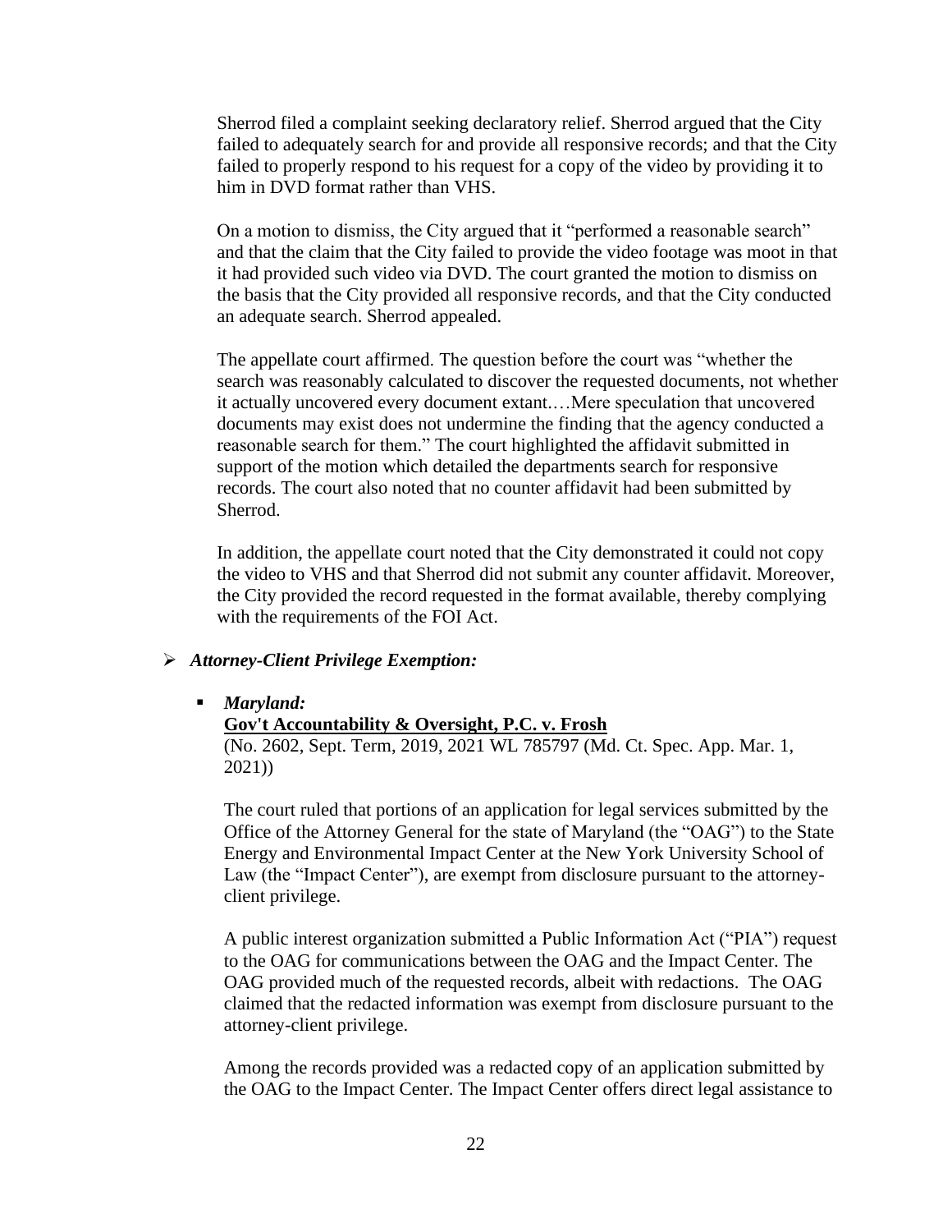Sherrod filed a complaint seeking declaratory relief. Sherrod argued that the City failed to adequately search for and provide all responsive records; and that the City failed to properly respond to his request for a copy of the video by providing it to him in DVD format rather than VHS.

On a motion to dismiss, the City argued that it "performed a reasonable search" and that the claim that the City failed to provide the video footage was moot in that it had provided such video via DVD. The court granted the motion to dismiss on the basis that the City provided all responsive records, and that the City conducted an adequate search. Sherrod appealed.

The appellate court affirmed. The question before the court was "whether the search was reasonably calculated to discover the requested documents, not whether it actually uncovered every document extant.…Mere speculation that uncovered documents may exist does not undermine the finding that the agency conducted a reasonable search for them." The court highlighted the affidavit submitted in support of the motion which detailed the departments search for responsive records. The court also noted that no counter affidavit had been submitted by Sherrod.

In addition, the appellate court noted that the City demonstrated it could not copy the video to VHS and that Sherrod did not submit any counter affidavit. Moreover, the City provided the record requested in the format available, thereby complying with the requirements of the FOI Act.

- ***Attorney-Client Privilege Exemption:***

  - ***Maryland:***
    **<u>Gov't Accountability & Oversight, P.C. v. Frosh</u>**
    (No. 2602, Sept. Term, 2019, 2021 WL 785797 (Md. Ct. Spec. App. Mar. 1, 2021))

    The court ruled that portions of an application for legal services submitted by the Office of the Attorney General for the state of Maryland (the "OAG") to the State Energy and Environmental Impact Center at the New York University School of Law (the "Impact Center"), are exempt from disclosure pursuant to the attorney-client privilege.

    A public interest organization submitted a Public Information Act ("PIA") request to the OAG for communications between the OAG and the Impact Center. The OAG provided much of the requested records, albeit with redactions. The OAG claimed that the redacted information was exempt from disclosure pursuant to the attorney-client privilege.

    Among the records provided was a redacted copy of an application submitted by the OAG to the Impact Center. The Impact Center offers direct legal assistance to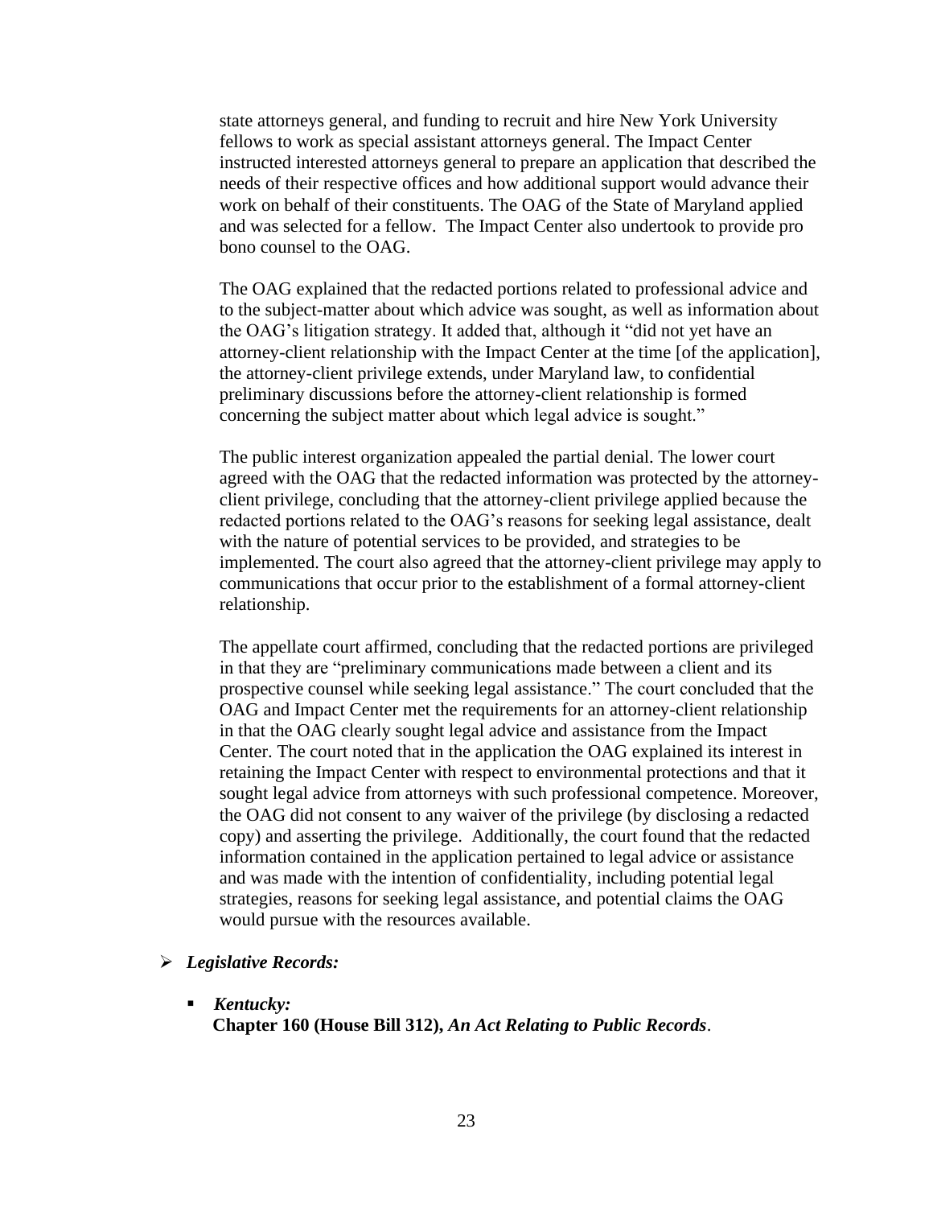state attorneys general, and funding to recruit and hire New York University fellows to work as special assistant attorneys general. The Impact Center instructed interested attorneys general to prepare an application that described the needs of their respective offices and how additional support would advance their work on behalf of their constituents. The OAG of the State of Maryland applied and was selected for a fellow. The Impact Center also undertook to provide pro bono counsel to the OAG.

The OAG explained that the redacted portions related to professional advice and to the subject-matter about which advice was sought, as well as information about the OAG's litigation strategy. It added that, although it "did not yet have an attorney-client relationship with the Impact Center at the time [of the application], the attorney-client privilege extends, under Maryland law, to confidential preliminary discussions before the attorney-client relationship is formed concerning the subject matter about which legal advice is sought."

The public interest organization appealed the partial denial. The lower court agreed with the OAG that the redacted information was protected by the attorney-client privilege, concluding that the attorney-client privilege applied because the redacted portions related to the OAG's reasons for seeking legal assistance, dealt with the nature of potential services to be provided, and strategies to be implemented. The court also agreed that the attorney-client privilege may apply to communications that occur prior to the establishment of a formal attorney-client relationship.

The appellate court affirmed, concluding that the redacted portions are privileged in that they are "preliminary communications made between a client and its prospective counsel while seeking legal assistance." The court concluded that the OAG and Impact Center met the requirements for an attorney-client relationship in that the OAG clearly sought legal advice and assistance from the Impact Center. The court noted that in the application the OAG explained its interest in retaining the Impact Center with respect to environmental protections and that it sought legal advice from attorneys with such professional competence. Moreover, the OAG did not consent to any waiver of the privilege (by disclosing a redacted copy) and asserting the privilege. Additionally, the court found that the redacted information contained in the application pertained to legal advice or assistance and was made with the intention of confidentiality, including potential legal strategies, reasons for seeking legal assistance, and potential claims the OAG would pursue with the resources available.

- ***Legislative Records:***

  - ***Kentucky:***
    **Chapter 160 (House Bill 312),** ***An Act Relating to Public Records*.**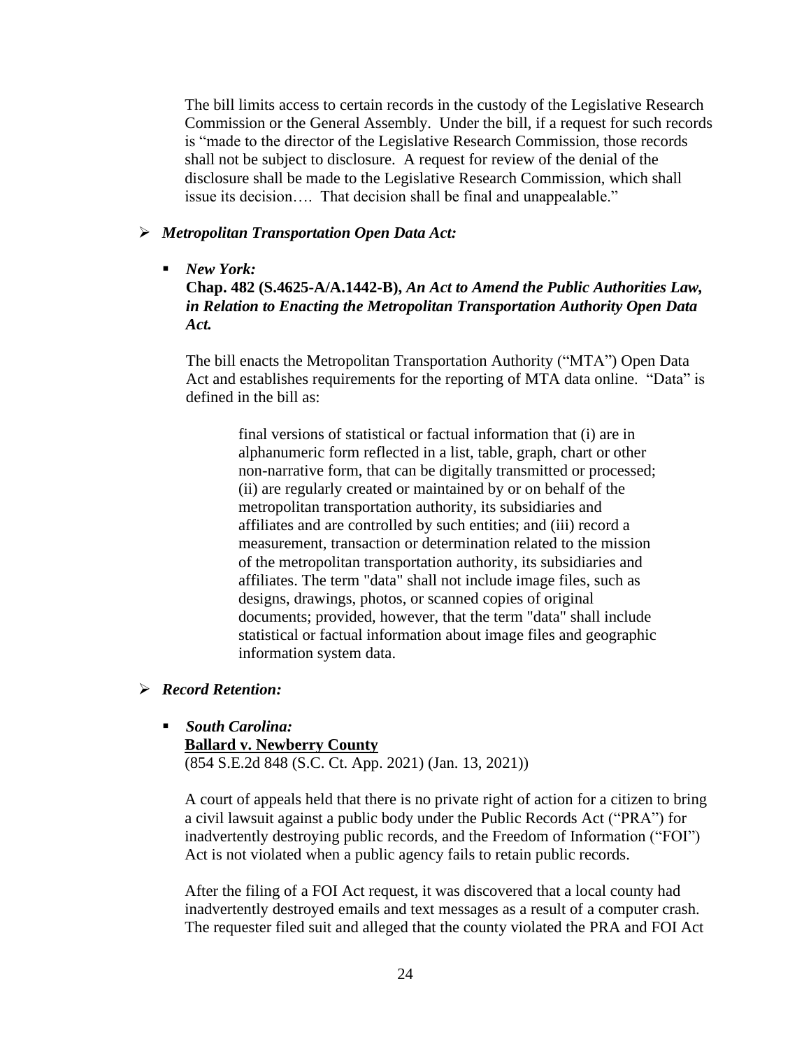The bill limits access to certain records in the custody of the Legislative Research Commission or the General Assembly. Under the bill, if a request for such records is "made to the director of the Legislative Research Commission, those records shall not be subject to disclosure. A request for review of the denial of the disclosure shall be made to the Legislative Research Commission, which shall issue its decision…. That decision shall be final and unappealable."

- ***Metropolitan Transportation Open Data Act:***

  - ***New York:***
    **Chap. 482 (S.4625-A/A.1442-B),** ***An Act to Amend the Public Authorities Law, in Relation to Enacting the Metropolitan Transportation Authority Open Data Act.***

    The bill enacts the Metropolitan Transportation Authority ("MTA") Open Data Act and establishes requirements for the reporting of MTA data online. "Data" is defined in the bill as:

    > final versions of statistical or factual information that (i) are in alphanumeric form reflected in a list, table, graph, chart or other non-narrative form, that can be digitally transmitted or processed; (ii) are regularly created or maintained by or on behalf of the metropolitan transportation authority, its subsidiaries and affiliates and are controlled by such entities; and (iii) record a measurement, transaction or determination related to the mission of the metropolitan transportation authority, its subsidiaries and affiliates. The term "data" shall not include image files, such as designs, drawings, photos, or scanned copies of original documents; provided, however, that the term "data" shall include statistical or factual information about image files and geographic information system data.

- ***Record Retention:***

  - ***South Carolina:***
    **<u>Ballard v. Newberry County</u>**
    (854 S.E.2d 848 (S.C. Ct. App. 2021) (Jan. 13, 2021))

    A court of appeals held that there is no private right of action for a citizen to bring a civil lawsuit against a public body under the Public Records Act ("PRA") for inadvertently destroying public records, and the Freedom of Information ("FOI") Act is not violated when a public agency fails to retain public records.

    After the filing of a FOI Act request, it was discovered that a local county had inadvertently destroyed emails and text messages as a result of a computer crash. The requester filed suit and alleged that the county violated the PRA and FOI Act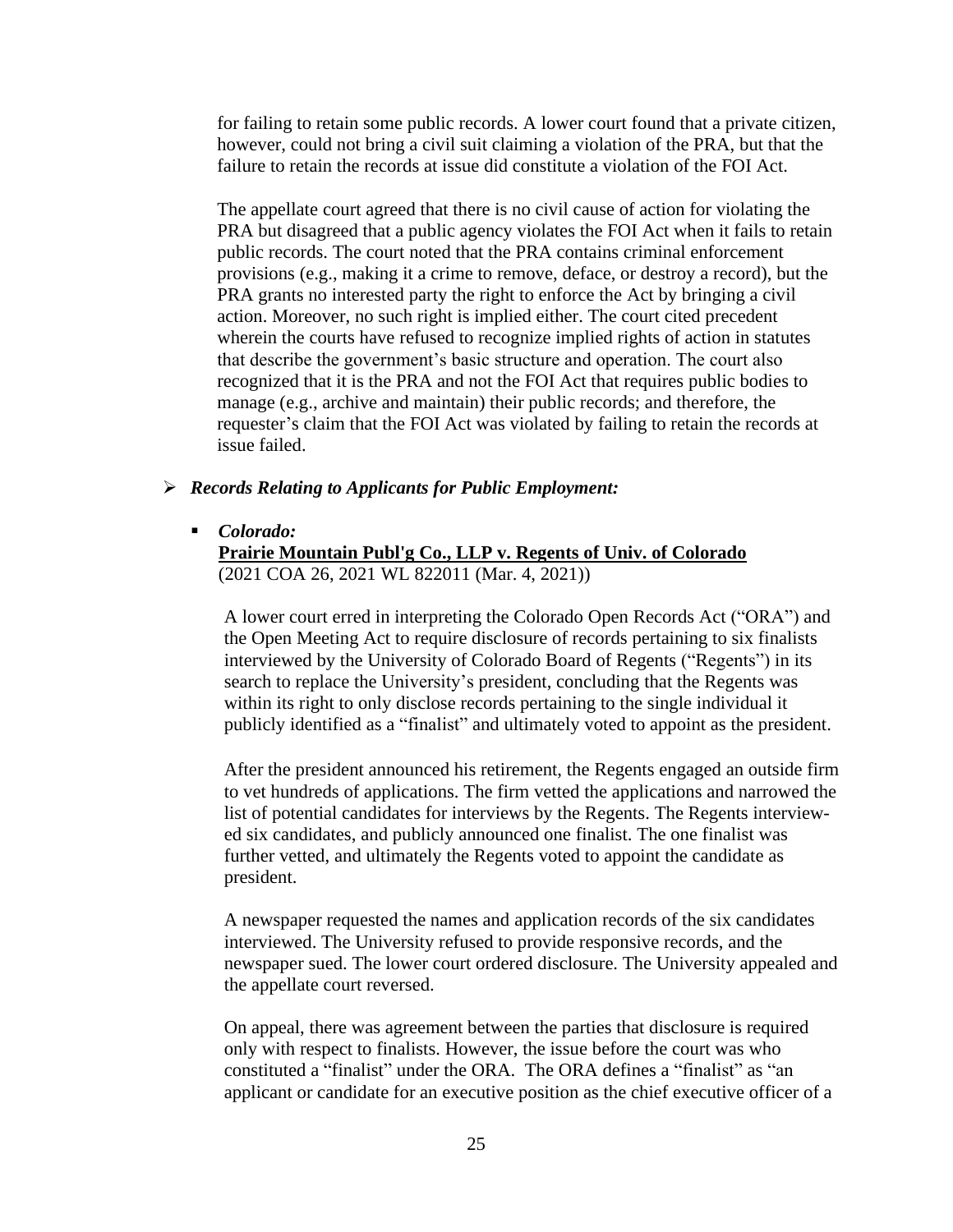for failing to retain some public records. A lower court found that a private citizen, however, could not bring a civil suit claiming a violation of the PRA, but that the failure to retain the records at issue did constitute a violation of the FOI Act.

The appellate court agreed that there is no civil cause of action for violating the PRA but disagreed that a public agency violates the FOI Act when it fails to retain public records. The court noted that the PRA contains criminal enforcement provisions (e.g., making it a crime to remove, deface, or destroy a record), but the PRA grants no interested party the right to enforce the Act by bringing a civil action. Moreover, no such right is implied either. The court cited precedent wherein the courts have refused to recognize implied rights of action in statutes that describe the government's basic structure and operation. The court also recognized that it is the PRA and not the FOI Act that requires public bodies to manage (e.g., archive and maintain) their public records; and therefore, the requester's claim that the FOI Act was violated by failing to retain the records at issue failed.

- ***Records Relating to Applicants for Public Employment:***

  - ***Colorado:***
    **Prairie Mountain Publ'g Co., LLP v. Regents of Univ. of Colorado**
    (2021 COA 26, 2021 WL 822011 (Mar. 4, 2021))

    A lower court erred in interpreting the Colorado Open Records Act ("ORA") and the Open Meeting Act to require disclosure of records pertaining to six finalists interviewed by the University of Colorado Board of Regents ("Regents") in its search to replace the University's president, concluding that the Regents was within its right to only disclose records pertaining to the single individual it publicly identified as a "finalist" and ultimately voted to appoint as the president.

    After the president announced his retirement, the Regents engaged an outside firm to vet hundreds of applications. The firm vetted the applications and narrowed the list of potential candidates for interviews by the Regents. The Regents interviewed six candidates, and publicly announced one finalist. The one finalist was further vetted, and ultimately the Regents voted to appoint the candidate as president.

    A newspaper requested the names and application records of the six candidates interviewed. The University refused to provide responsive records, and the newspaper sued. The lower court ordered disclosure. The University appealed and the appellate court reversed.

    On appeal, there was agreement between the parties that disclosure is required only with respect to finalists. However, the issue before the court was who constituted a "finalist" under the ORA. The ORA defines a "finalist" as "an applicant or candidate for an executive position as the chief executive officer of a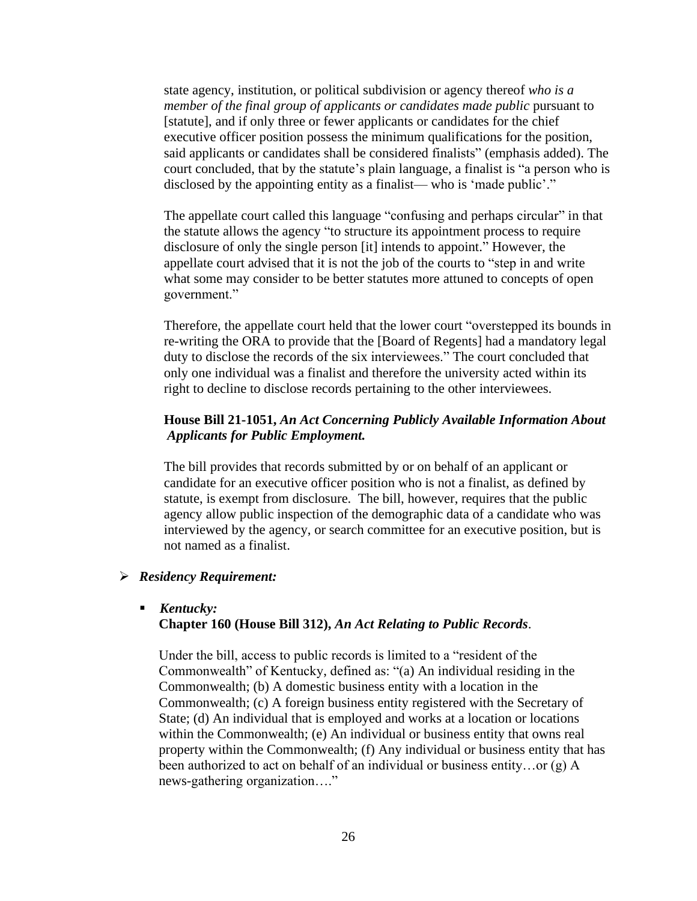state agency, institution, or political subdivision or agency thereof *who is a member of the final group of applicants or candidates made public* pursuant to [statute], and if only three or fewer applicants or candidates for the chief executive officer position possess the minimum qualifications for the position, said applicants or candidates shall be considered finalists" (emphasis added). The court concluded, that by the statute's plain language, a finalist is "a person who is disclosed by the appointing entity as a finalist— who is 'made public'."

The appellate court called this language "confusing and perhaps circular" in that the statute allows the agency "to structure its appointment process to require disclosure of only the single person [it] intends to appoint." However, the appellate court advised that it is not the job of the courts to "step in and write what some may consider to be better statutes more attuned to concepts of open government."

Therefore, the appellate court held that the lower court "overstepped its bounds in re-writing the ORA to provide that the [Board of Regents] had a mandatory legal duty to disclose the records of the six interviewees." The court concluded that only one individual was a finalist and therefore the university acted within its right to decline to disclose records pertaining to the other interviewees.

**House Bill 21-1051,** ***An Act Concerning Publicly Available Information About Applicants for Public Employment.***

The bill provides that records submitted by or on behalf of an applicant or candidate for an executive officer position who is not a finalist, as defined by statute, is exempt from disclosure. The bill, however, requires that the public agency allow public inspection of the demographic data of a candidate who was interviewed by the agency, or search committee for an executive position, but is not named as a finalist.

- ***Residency Requirement:***

  - ***Kentucky:***
    **Chapter 160 (House Bill 312),** ***An Act Relating to Public Records***.

    Under the bill, access to public records is limited to a "resident of the Commonwealth" of Kentucky, defined as: "(a) An individual residing in the Commonwealth; (b) A domestic business entity with a location in the Commonwealth; (c) A foreign business entity registered with the Secretary of State; (d) An individual that is employed and works at a location or locations within the Commonwealth; (e) An individual or business entity that owns real property within the Commonwealth; (f) Any individual or business entity that has been authorized to act on behalf of an individual or business entity…or (g) A news-gathering organization…."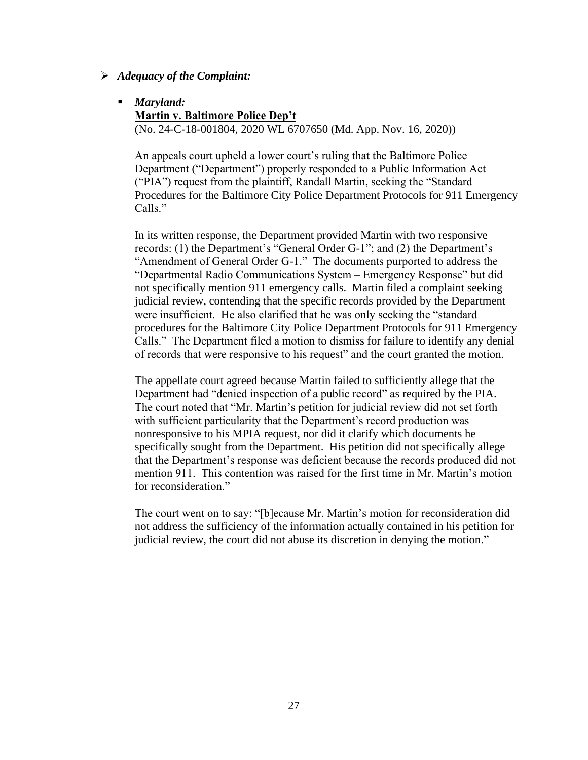- ***Adequacy of the Complaint:***

  - ***Maryland:***
    **Martin v. Baltimore Police Dep't**
    (No. 24-C-18-001804, 2020 WL 6707650 (Md. App. Nov. 16, 2020))

    An appeals court upheld a lower court's ruling that the Baltimore Police Department ("Department") properly responded to a Public Information Act ("PIA") request from the plaintiff, Randall Martin, seeking the "Standard Procedures for the Baltimore City Police Department Protocols for 911 Emergency Calls."

    In its written response, the Department provided Martin with two responsive records: (1) the Department's "General Order G-1"; and (2) the Department's "Amendment of General Order G-1." The documents purported to address the "Departmental Radio Communications System – Emergency Response" but did not specifically mention 911 emergency calls. Martin filed a complaint seeking judicial review, contending that the specific records provided by the Department were insufficient. He also clarified that he was only seeking the "standard procedures for the Baltimore City Police Department Protocols for 911 Emergency Calls." The Department filed a motion to dismiss for failure to identify any denial of records that were responsive to his request" and the court granted the motion.

    The appellate court agreed because Martin failed to sufficiently allege that the Department had "denied inspection of a public record" as required by the PIA. The court noted that "Mr. Martin's petition for judicial review did not set forth with sufficient particularity that the Department's record production was nonresponsive to his MPIA request, nor did it clarify which documents he specifically sought from the Department. His petition did not specifically allege that the Department's response was deficient because the records produced did not mention 911. This contention was raised for the first time in Mr. Martin's motion for reconsideration."

    The court went on to say: "[b]ecause Mr. Martin's motion for reconsideration did not address the sufficiency of the information actually contained in his petition for judicial review, the court did not abuse its discretion in denying the motion."